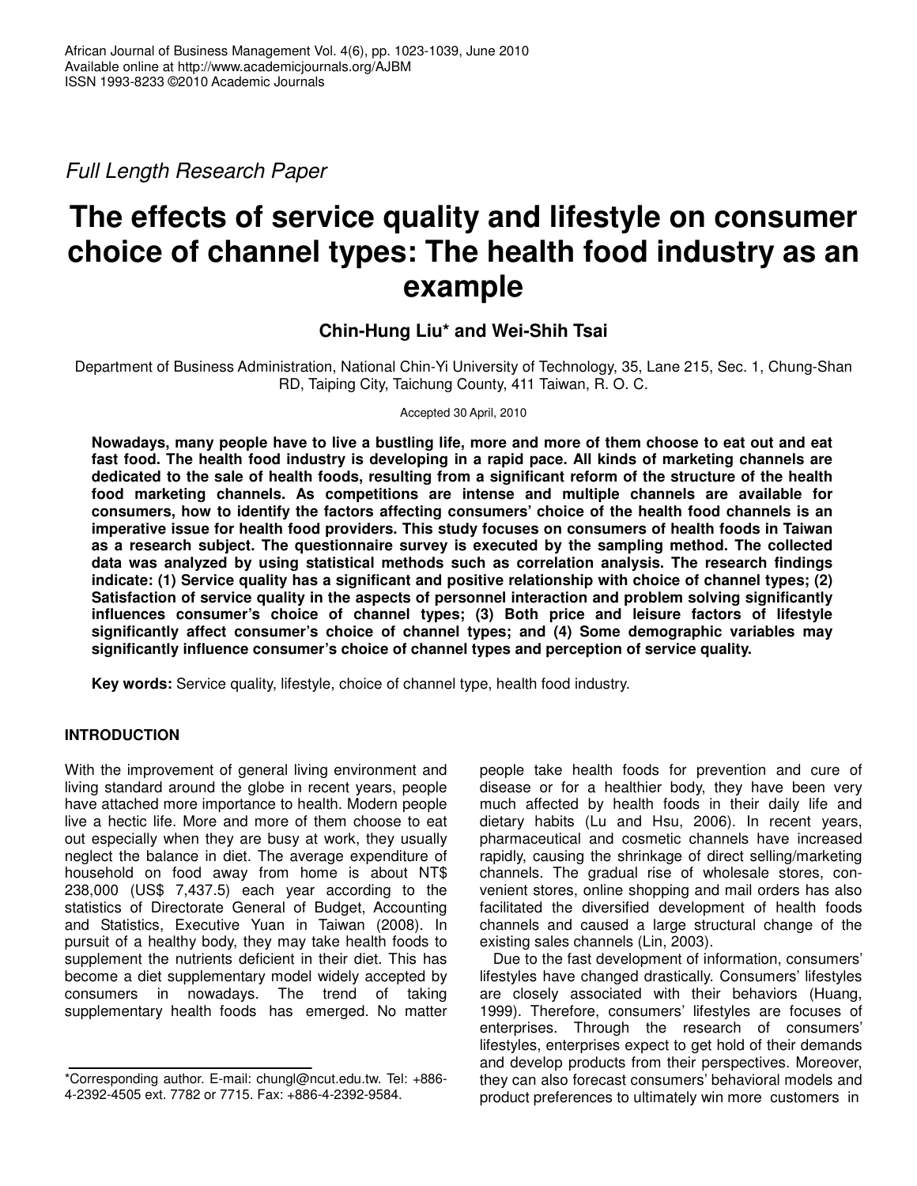*Full Length Research Paper*

# The effects of service quality and lifestyle on consumer choice of channel types: The health food industry as an example

**Chin-Hung Liu\* and Wei-Shih Tsai**

Department of Business Administration, National Chin-Yi University of Technology, 35, Lane 215, Sec. 1, Chung-Shan RD, Taiping City, Taichung County, 411 Taiwan, R. O. C.

Accepted 30 April, 2010

**Nowadays, many people have to live a bustling life, more and more of them choose to eat out and eat fast food. The health food industry is developing in a rapid pace. All kinds of marketing channels are dedicated to the sale of health foods, resulting from a significant reform of the structure of the health food marketing channels. As competitions are intense and multiple channels are available for consumers, how to identify the factors affecting consumers' choice of the health food channels is an imperative issue for health food providers. This study focuses on consumers of health foods in Taiwan as a research subject. The questionnaire survey is executed by the sampling method. The collected data was analyzed by using statistical methods such as correlation analysis. The research findings indicate: (1) Service quality has a significant and positive relationship with choice of channel types; (2) Satisfaction of service quality in the aspects of personnel interaction and problem solving significantly influences consumer's choice of channel types; (3) Both price and leisure factors of lifestyle significantly affect consumer's choice of channel types; and (4) Some demographic variables may significantly influence consumer's choice of channel types and perception of service quality.**

**Key words:** Service quality, lifestyle, choice of channel type, health food industry.

## INTRODUCTION

With the improvement of general living environment and living standard around the globe in recent years, people have attached more importance to health. Modern people live a hectic life. More and more of them choose to eat out especially when they are busy at work, they usually neglect the balance in diet. The average expenditure of household on food away from home is about NT$ 238,000 (US$ 7,437.5) each year according to the statistics of Directorate General of Budget, Accounting and Statistics, Executive Yuan in Taiwan (2008). In pursuit of a healthy body, they may take health foods to supplement the nutrients deficient in their diet. This has become a diet supplementary model widely accepted by consumers in nowadays. The trend of taking supplementary health foods has emerged. No matter people take health foods for prevention and cure of disease or for a healthier body, they have been very much affected by health foods in their daily life and dietary habits (Lu and Hsu, 2006). In recent years, pharmaceutical and cosmetic channels have increased rapidly, causing the shrinkage of direct selling/marketing channels. The gradual rise of wholesale stores, convenient stores, online shopping and mail orders has also facilitated the diversified development of health foods channels and caused a large structural change of the existing sales channels (Lin, 2003).

Due to the fast development of information, consumers' lifestyles have changed drastically. Consumers' lifestyles are closely associated with their behaviors (Huang, 1999). Therefore, consumers' lifestyles are focuses of enterprises. Through the research of consumers' lifestyles, enterprises expect to get hold of their demands and develop products from their perspectives. Moreover, they can also forecast consumers' behavioral models and product preferences to ultimately win more customers in

\*Corresponding author. E-mail: chungl@ncut.edu.tw. Tel: +886-4-2392-4505 ext. 7782 or 7715. Fax: +886-4-2392-9584.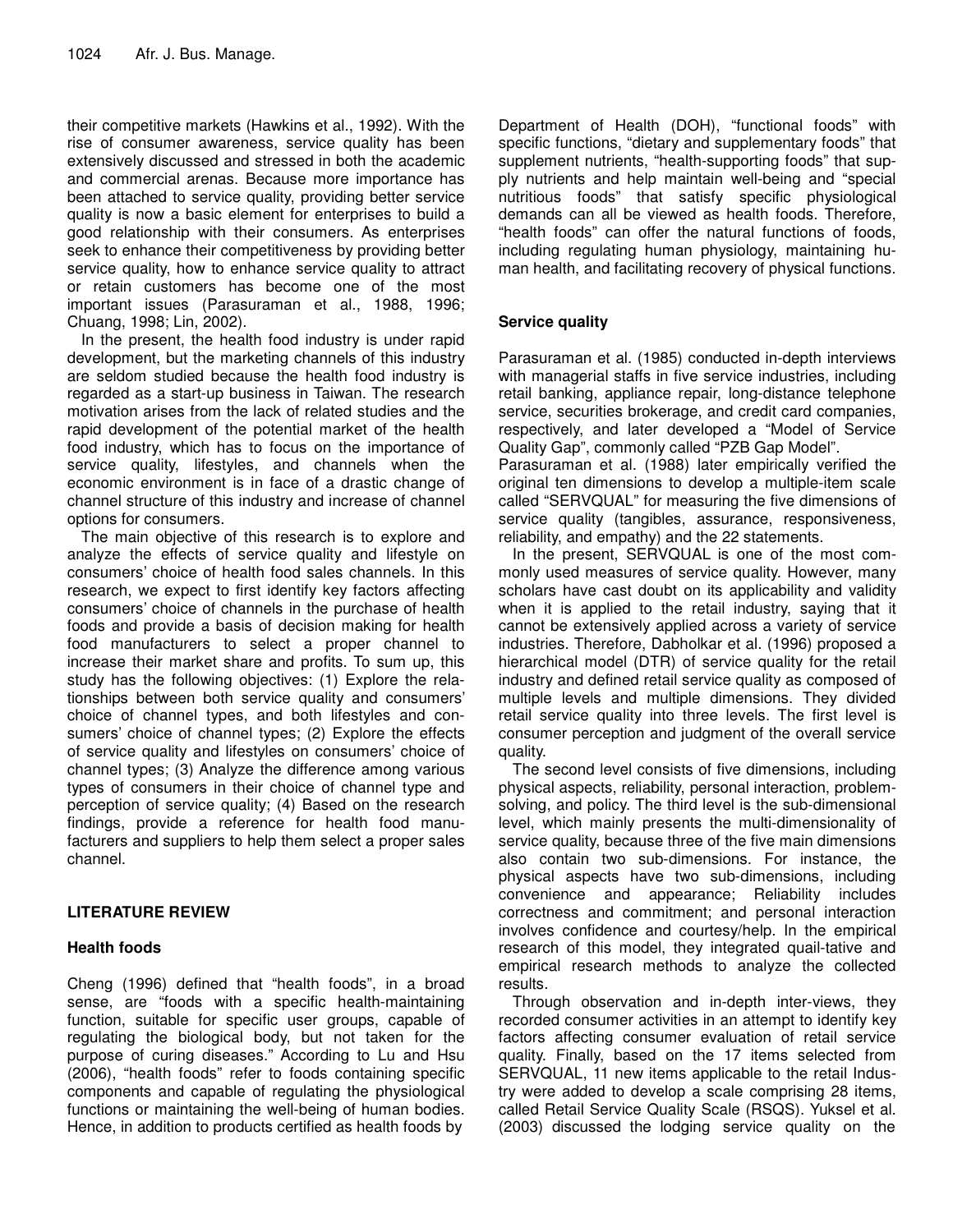their competitive markets (Hawkins et al., 1992). With the rise of consumer awareness, service quality has been extensively discussed and stressed in both the academic and commercial arenas. Because more importance has been attached to service quality, providing better service quality is now a basic element for enterprises to build a good relationship with their consumers. As enterprises seek to enhance their competitiveness by providing better service quality, how to enhance service quality to attract or retain customers has become one of the most important issues (Parasuraman et al., 1988, 1996; Chuang, 1998; Lin, 2002).

In the present, the health food industry is under rapid development, but the marketing channels of this industry are seldom studied because the health food industry is regarded as a start-up business in Taiwan. The research motivation arises from the lack of related studies and the rapid development of the potential market of the health food industry, which has to focus on the importance of service quality, lifestyles, and channels when the economic environment is in face of a drastic change of channel structure of this industry and increase of channel options for consumers.

The main objective of this research is to explore and analyze the effects of service quality and lifestyle on consumers' choice of health food sales channels. In this research, we expect to first identify key factors affecting consumers' choice of channels in the purchase of health foods and provide a basis of decision making for health food manufacturers to select a proper channel to increase their market share and profits. To sum up, this study has the following objectives: (1) Explore the relationships between both service quality and consumers' choice of channel types, and both lifestyles and consumers' choice of channel types; (2) Explore the effects of service quality and lifestyles on consumers' choice of channel types; (3) Analyze the difference among various types of consumers in their choice of channel type and perception of service quality; (4) Based on the research findings, provide a reference for health food manufacturers and suppliers to help them select a proper sales channel.

## LITERATURE REVIEW

### Health foods

Cheng (1996) defined that "health foods", in a broad sense, are "foods with a specific health-maintaining function, suitable for specific user groups, capable of regulating the biological body, but not taken for the purpose of curing diseases." According to Lu and Hsu (2006), "health foods" refer to foods containing specific components and capable of regulating the physiological functions or maintaining the well-being of human bodies. Hence, in addition to products certified as health foods by Department of Health (DOH), "functional foods" with specific functions, "dietary and supplementary foods" that supplement nutrients, "health-supporting foods" that supply nutrients and help maintain well-being and "special nutritious foods" that satisfy specific physiological demands can all be viewed as health foods. Therefore, "health foods" can offer the natural functions of foods, including regulating human physiology, maintaining human health, and facilitating recovery of physical functions.

### Service quality

Parasuraman et al. (1985) conducted in-depth interviews with managerial staffs in five service industries, including retail banking, appliance repair, long-distance telephone service, securities brokerage, and credit card companies, respectively, and later developed a "Model of Service Quality Gap", commonly called "PZB Gap Model".

Parasuraman et al. (1988) later empirically verified the original ten dimensions to develop a multiple-item scale called "SERVQUAL" for measuring the five dimensions of service quality (tangibles, assurance, responsiveness, reliability, and empathy) and the 22 statements.

In the present, SERVQUAL is one of the most commonly used measures of service quality. However, many scholars have cast doubt on its applicability and validity when it is applied to the retail industry, saying that it cannot be extensively applied across a variety of service industries. Therefore, Dabholkar et al. (1996) proposed a hierarchical model (DTR) of service quality for the retail industry and defined retail service quality as composed of multiple levels and multiple dimensions. They divided retail service quality into three levels. The first level is consumer perception and judgment of the overall service quality.

The second level consists of five dimensions, including physical aspects, reliability, personal interaction, problem-solving, and policy. The third level is the sub-dimensional level, which mainly presents the multi-dimensionality of service quality, because three of the five main dimensions also contain two sub-dimensions. For instance, the physical aspects have two sub-dimensions, including convenience and appearance; Reliability includes correctness and commitment; and personal interaction involves confidence and courtesy/help. In the empirical research of this model, they integrated quail-tative and empirical research methods to analyze the collected results.

Through observation and in-depth inter-views, they recorded consumer activities in an attempt to identify key factors affecting consumer evaluation of retail service quality. Finally, based on the 17 items selected from SERVQUAL, 11 new items applicable to the retail Industry were added to develop a scale comprising 28 items, called Retail Service Quality Scale (RSQS). Yuksel et al. (2003) discussed the lodging service quality on the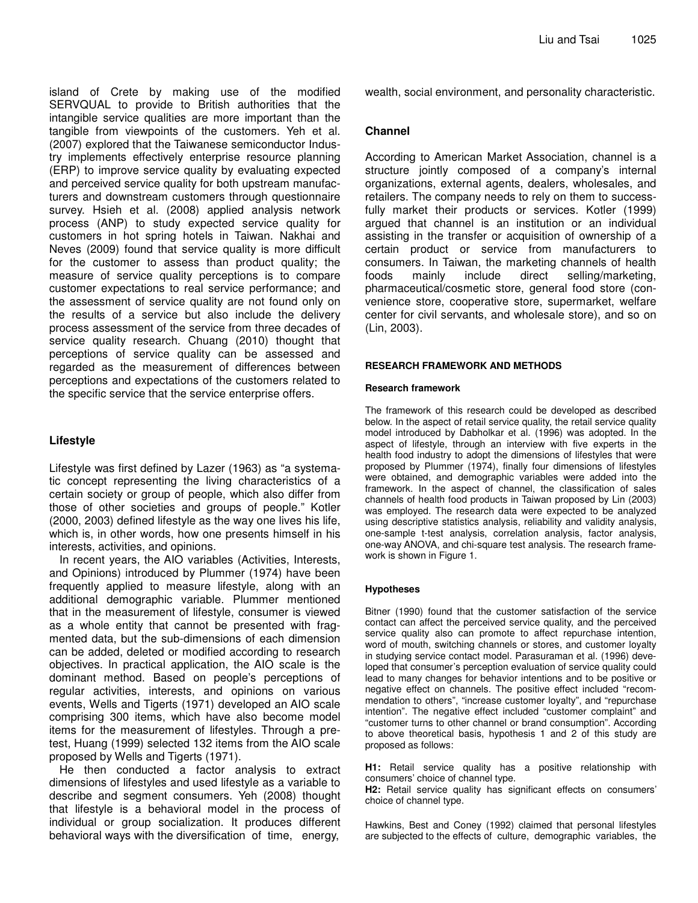island of Crete by making use of the modified SERVQUAL to provide to British authorities that the intangible service qualities are more important than the tangible from viewpoints of the customers. Yeh et al. (2007) explored that the Taiwanese semiconductor Industry implements effectively enterprise resource planning (ERP) to improve service quality by evaluating expected and perceived service quality for both upstream manufacturers and downstream customers through questionnaire survey. Hsieh et al. (2008) applied analysis network process (ANP) to study expected service quality for customers in hot spring hotels in Taiwan. Nakhai and Neves (2009) found that service quality is more difficult for the customer to assess than product quality; the measure of service quality perceptions is to compare customer expectations to real service performance; and the assessment of service quality are not found only on the results of a service but also include the delivery process assessment of the service from three decades of service quality research. Chuang (2010) thought that perceptions of service quality can be assessed and regarded as the measurement of differences between perceptions and expectations of the customers related to the specific service that the service enterprise offers.

## Lifestyle

Lifestyle was first defined by Lazer (1963) as "a systematic concept representing the living characteristics of a certain society or group of people, which also differ from those of other societies and groups of people." Kotler (2000, 2003) defined lifestyle as the way one lives his life, which is, in other words, how one presents himself in his interests, activities, and opinions.

In recent years, the AIO variables (Activities, Interests, and Opinions) introduced by Plummer (1974) have been frequently applied to measure lifestyle, along with an additional demographic variable. Plummer mentioned that in the measurement of lifestyle, consumer is viewed as a whole entity that cannot be presented with fragmented data, but the sub-dimensions of each dimension can be added, deleted or modified according to research objectives. In practical application, the AIO scale is the dominant method. Based on people's perceptions of regular activities, interests, and opinions on various events, Wells and Tigerts (1971) developed an AIO scale comprising 300 items, which have also become model items for the measurement of lifestyles. Through a pretest, Huang (1999) selected 132 items from the AIO scale proposed by Wells and Tigerts (1971).

He then conducted a factor analysis to extract dimensions of lifestyles and used lifestyle as a variable to describe and segment consumers. Yeh (2008) thought that lifestyle is a behavioral model in the process of individual or group socialization. It produces different behavioral ways with the diversification of time, energy, wealth, social environment, and personality characteristic.

## Channel

According to American Market Association, channel is a structure jointly composed of a company's internal organizations, external agents, dealers, wholesales, and retailers. The company needs to rely on them to successfully market their products or services. Kotler (1999) argued that channel is an institution or an individual assisting in the transfer or acquisition of ownership of a certain product or service from manufacturers to consumers. In Taiwan, the marketing channels of health foods mainly include direct selling/marketing, pharmaceutical/cosmetic store, general food store (convenience store, cooperative store, supermarket, welfare center for civil servants, and wholesale store), and so on (Lin, 2003).

## RESEARCH FRAMEWORK AND METHODS

### Research framework

The framework of this research could be developed as described below. In the aspect of retail service quality, the retail service quality model introduced by Dabholkar et al. (1996) was adopted. In the aspect of lifestyle, through an interview with five experts in the health food industry to adopt the dimensions of lifestyles that were proposed by Plummer (1974), finally four dimensions of lifestyles were obtained, and demographic variables were added into the framework. In the aspect of channel, the classification of sales channels of health food products in Taiwan proposed by Lin (2003) was employed. The research data were expected to be analyzed using descriptive statistics analysis, reliability and validity analysis, one-sample t-test analysis, correlation analysis, factor analysis, one-way ANOVA, and chi-square test analysis. The research framework is shown in Figure 1.

### Hypotheses

Bitner (1990) found that the customer satisfaction of the service contact can affect the perceived service quality, and the perceived service quality also can promote to affect repurchase intention, word of mouth, switching channels or stores, and customer loyalty in studying service contact model. Parasuraman et al. (1996) developed that consumer's perception evaluation of service quality could lead to many changes for behavior intentions and to be positive or negative effect on channels. The positive effect included "recommendation to others", "increase customer loyalty", and "repurchase intention". The negative effect included "customer complaint" and "customer turns to other channel or brand consumption". According to above theoretical basis, hypothesis 1 and 2 of this study are proposed as follows:

**H1:** Retail service quality has a positive relationship with consumers' choice of channel type.
**H2:** Retail service quality has significant effects on consumers' choice of channel type.

Hawkins, Best and Coney (1992) claimed that personal lifestyles are subjected to the effects of culture, demographic variables, the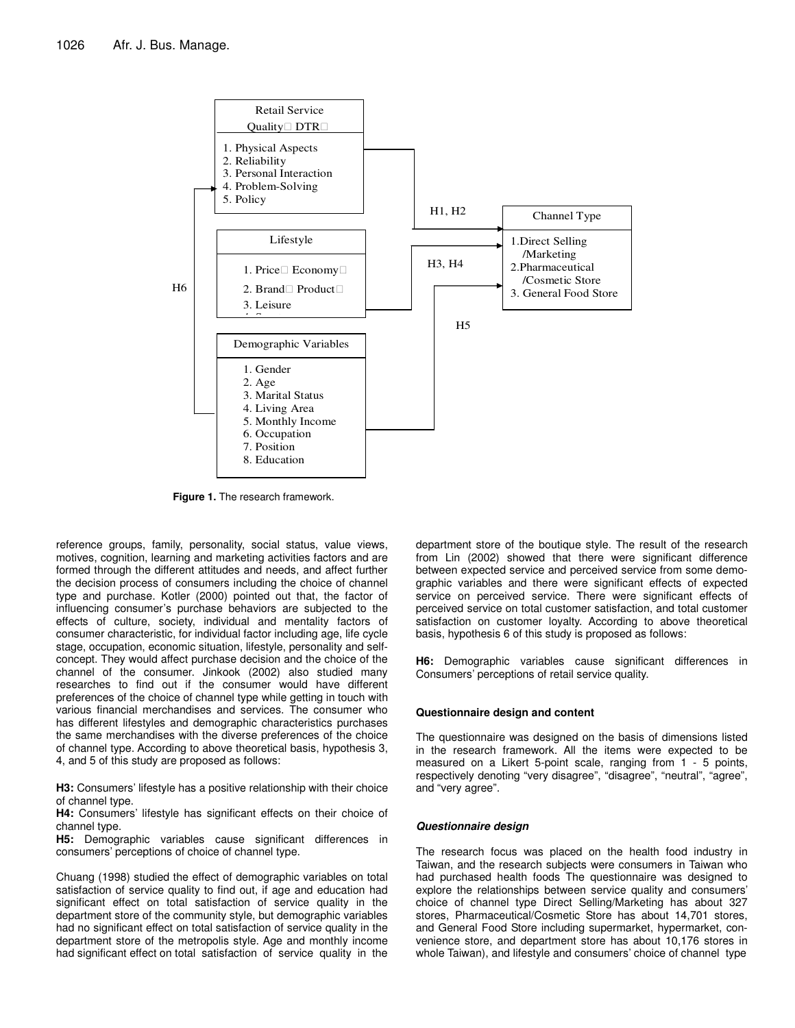Retail Service Quality（DTR）

1. Physical Aspects
2. Reliability
3. Personal Interaction
4. Problem-Solving
5. Policy

Lifestyle

1. Price（Economy）
2. Brand（Product）
3. Leisure

Demographic Variables

1. Gender
2. Age
3. Marital Status
4. Living Area
5. Monthly Income
6. Occupation
7. Position
8. Education

Channel Type

1. Direct Selling /Marketing
2. Pharmaceutical /Cosmetic Store
3. General Food Store

H1, H2 — H3, H4 — H5 — H6

**Figure 1.** The research framework.

reference groups, family, personality, social status, value views, motives, cognition, learning and marketing activities factors and are formed through the different attitudes and needs, and affect further the decision process of consumers including the choice of channel type and purchase. Kotler (2000) pointed out that, the factor of influencing consumer's purchase behaviors are subjected to the effects of culture, society, individual and mentality factors of consumer characteristic, for individual factor including age, life cycle stage, occupation, economic situation, lifestyle, personality and self-concept. They would affect purchase decision and the choice of the channel of the consumer. Jinkook (2002) also studied many researches to find out if the consumer would have different preferences of the choice of channel type while getting in touch with various financial merchandises and services. The consumer who has different lifestyles and demographic characteristics purchases the same merchandises with the diverse preferences of the choice of channel type. According to above theoretical basis, hypothesis 3, 4, and 5 of this study are proposed as follows:

**H3:** Consumers' lifestyle has a positive relationship with their choice of channel type.

**H4:** Consumers' lifestyle has significant effects on their choice of channel type.

**H5:** Demographic variables cause significant differences in consumers' perceptions of choice of channel type.

Chuang (1998) studied the effect of demographic variables on total satisfaction of service quality to find out, if age and education had significant effect on total satisfaction of service quality in the department store of the community style, but demographic variables had no significant effect on total satisfaction of service quality in the department store of the metropolis style. Age and monthly income had significant effect on total satisfaction of service quality in the department store of the boutique style. The result of the research from Lin (2002) showed that there were significant difference between expected service and perceived service from some demographic variables and there were significant effects of expected service on perceived service. There were significant effects of perceived service on total customer satisfaction, and total customer satisfaction on customer loyalty. According to above theoretical basis, hypothesis 6 of this study is proposed as follows:

**H6:** Demographic variables cause significant differences in Consumers' perceptions of retail service quality.

### Questionnaire design and content

The questionnaire was designed on the basis of dimensions listed in the research framework. All the items were expected to be measured on a Likert 5-point scale, ranging from 1 - 5 points, respectively denoting "very disagree", "disagree", "neutral", "agree", and "very agree".

#### *Questionnaire design*

The research focus was placed on the health food industry in Taiwan, and the research subjects were consumers in Taiwan who had purchased health foods The questionnaire was designed to explore the relationships between service quality and consumers' choice of channel type Direct Selling/Marketing has about 327 stores, Pharmaceutical/Cosmetic Store has about 14,701 stores, and General Food Store including supermarket, hypermarket, convenience store, and department store has about 10,176 stores in whole Taiwan), and lifestyle and consumers' choice of channel type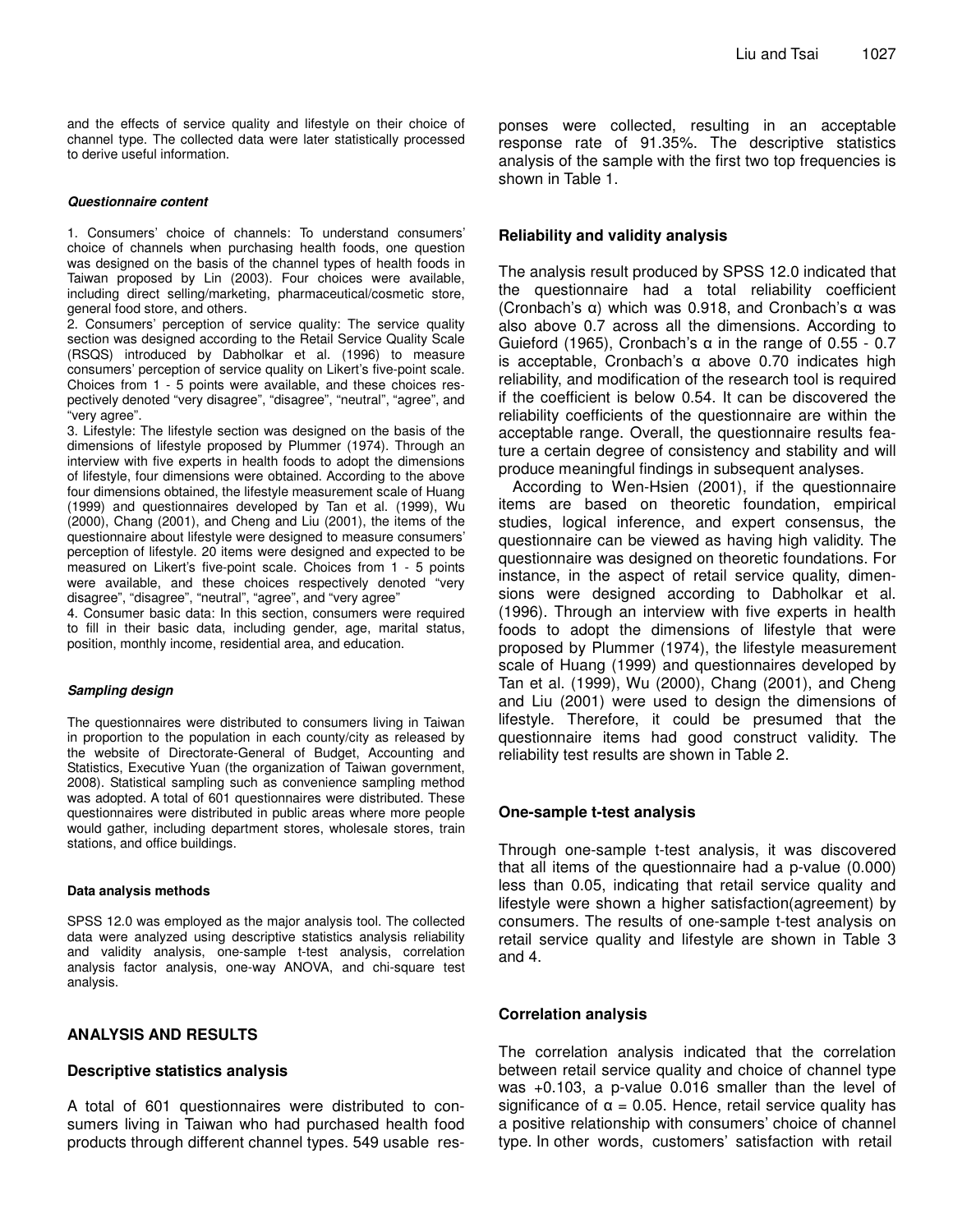and the effects of service quality and lifestyle on their choice of channel type. The collected data were later statistically processed to derive useful information.

#### *Questionnaire content*

1. Consumers' choice of channels: To understand consumers' choice of channels when purchasing health foods, one question was designed on the basis of the channel types of health foods in Taiwan proposed by Lin (2003). Four choices were available, including direct selling/marketing, pharmaceutical/cosmetic store, general food store, and others.
2. Consumers' perception of service quality: The service quality section was designed according to the Retail Service Quality Scale (RSQS) introduced by Dabholkar et al. (1996) to measure consumers' perception of service quality on Likert's five-point scale. Choices from 1 - 5 points were available, and these choices respectively denoted "very disagree", "disagree", "neutral", "agree", and "very agree".
3. Lifestyle: The lifestyle section was designed on the basis of the dimensions of lifestyle proposed by Plummer (1974). Through an interview with five experts in health foods to adopt the dimensions of lifestyle, four dimensions were obtained. According to the above four dimensions obtained, the lifestyle measurement scale of Huang (1999) and questionnaires developed by Tan et al. (1999), Wu (2000), Chang (2001), and Cheng and Liu (2001), the items of the questionnaire about lifestyle were designed to measure consumers' perception of lifestyle. 20 items were designed and expected to be measured on Likert's five-point scale. Choices from 1 - 5 points were available, and these choices respectively denoted "very disagree", "disagree", "neutral", "agree", and "very agree"
4. Consumer basic data: In this section, consumers were required to fill in their basic data, including gender, age, marital status, position, monthly income, residential area, and education.

#### *Sampling design*

The questionnaires were distributed to consumers living in Taiwan in proportion to the population in each county/city as released by the website of Directorate-General of Budget, Accounting and Statistics, Executive Yuan (the organization of Taiwan government, 2008). Statistical sampling such as convenience sampling method was adopted. A total of 601 questionnaires were distributed. These questionnaires were distributed in public areas where more people would gather, including department stores, wholesale stores, train stations, and office buildings.

#### Data analysis methods

SPSS 12.0 was employed as the major analysis tool. The collected data were analyzed using descriptive statistics analysis reliability and validity analysis, one-sample t-test analysis, correlation analysis factor analysis, one-way ANOVA, and chi-square test analysis.

## ANALYSIS AND RESULTS

### Descriptive statistics analysis

A total of 601 questionnaires were distributed to consumers living in Taiwan who had purchased health food products through different channel types. 549 usable responses were collected, resulting in an acceptable response rate of 91.35%. The descriptive statistics analysis of the sample with the first two top frequencies is shown in Table 1.

### Reliability and validity analysis

The analysis result produced by SPSS 12.0 indicated that the questionnaire had a total reliability coefficient (Cronbach's α) which was 0.918, and Cronbach's α was also above 0.7 across all the dimensions. According to Guieford (1965), Cronbach's α in the range of 0.55 - 0.7 is acceptable, Cronbach's α above 0.70 indicates high reliability, and modification of the research tool is required if the coefficient is below 0.54. It can be discovered that the reliability coefficients of the questionnaire are within the acceptable range. Overall, the questionnaire results feature a certain degree of consistency and stability and will produce meaningful findings in subsequent analyses.

According to Wen-Hsien (2001), if the questionnaire items are based on theoretic foundation, empirical studies, logical inference, and expert consensus, the questionnaire can be viewed as having high validity. The questionnaire was designed on theoretic foundations. For instance, in the aspect of retail service quality, dimensions were designed according to Dabholkar et al. (1996). Through an interview with five experts in health foods to adopt the dimensions of lifestyle that were proposed by Plummer (1974), the lifestyle measurement scale of Huang (1999) and questionnaires developed by Tan et al. (1999), Wu (2000), Chang (2001), and Cheng and Liu (2001) were used to design the dimensions of lifestyle. Therefore, it could be presumed that the questionnaire items had good construct validity. The reliability test results are shown in Table 2.

### One-sample t-test analysis

Through one-sample t-test analysis, it was discovered that all items of the questionnaire had a p-value (0.000) less than 0.05, indicating that retail service quality and lifestyle were shown a higher satisfaction(agreement) by consumers. The results of one-sample t-test analysis on retail service quality and lifestyle are shown in Table 3 and 4.

### Correlation analysis

The correlation analysis indicated that the correlation between retail service quality and choice of channel type was +0.103, a p-value 0.016 smaller than the level of significance of $\alpha = 0.05$. Hence, retail service quality has a positive relationship with consumers' choice of channel type. In other words, customers' satisfaction with retail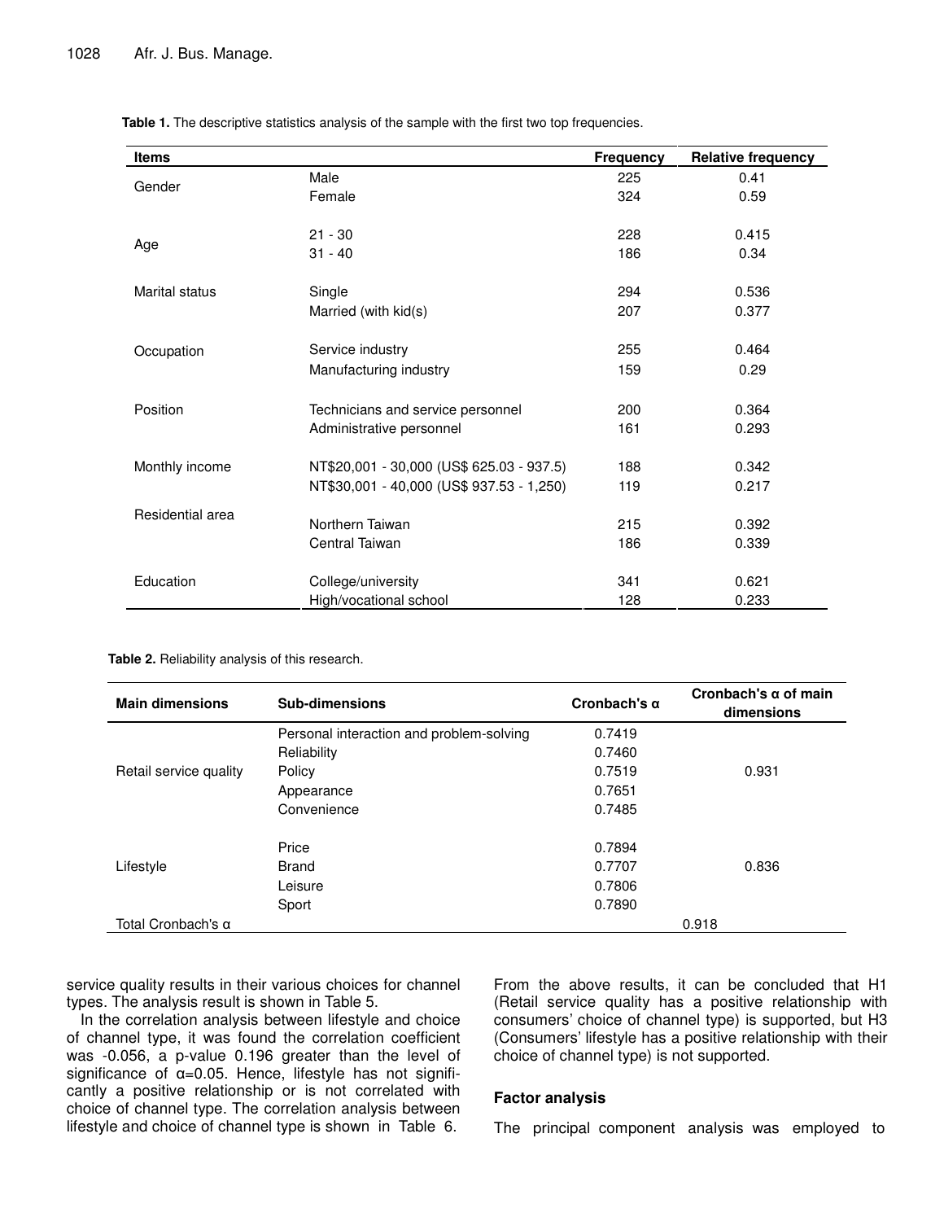**Table 1.** The descriptive statistics analysis of the sample with the first two top frequencies.

| Items | | Frequency | Relative frequency |
|---|---|---|---|
| Gender | Male | 225 | 0.41 |
| | Female | 324 | 0.59 |
| Age | 21 - 30 | 228 | 0.415 |
| | 31 - 40 | 186 | 0.34 |
| Marital status | Single | 294 | 0.536 |
| | Married (with kid(s) | 207 | 0.377 |
| Occupation | Service industry | 255 | 0.464 |
| | Manufacturing industry | 159 | 0.29 |
| Position | Technicians and service personnel | 200 | 0.364 |
| | Administrative personnel | 161 | 0.293 |
| Monthly income | NT$20,001 - 30,000 (US$ 625.03 - 937.5) | 188 | 0.342 |
| | NT$30,001 - 40,000 (US$ 937.53 - 1,250) | 119 | 0.217 |
| Residential area | Northern Taiwan | 215 | 0.392 |
| | Central Taiwan | 186 | 0.339 |
| Education | College/university | 341 | 0.621 |
| | High/vocational school | 128 | 0.233 |

**Table 2.** Reliability analysis of this research.

| Main dimensions | Sub-dimensions | Cronbach's α | Cronbach's α of main dimensions |
|---|---|---|---|
| Retail service quality | Personal interaction and problem-solving | 0.7419 | 0.931 |
| | Reliability | 0.7460 | |
| | Policy | 0.7519 | |
| | Appearance | 0.7651 | |
| | Convenience | 0.7485 | |
| Lifestyle | Price | 0.7894 | 0.836 |
| | Brand | 0.7707 | |
| | Leisure | 0.7806 | |
| | Sport | 0.7890 | |
| Total Cronbach's α | | 0.918 | |

service quality results in their various choices for channel types. The analysis result is shown in Table 5.

In the correlation analysis between lifestyle and choice of channel type, it was found the correlation coefficient was -0.056, a p-value 0.196 greater than the level of significance of $\alpha$=0.05. Hence, lifestyle has not significantly a positive relationship or is not correlated with choice of channel type. The correlation analysis between lifestyle and choice of channel type is shown in Table 6.

From the above results, it can be concluded that H1 (Retail service quality has a positive relationship with consumers' choice of channel type) is supported, but H3 (Consumers' lifestyle has a positive relationship with their choice of channel type) is not supported.

### Factor analysis

The principal component analysis was employed to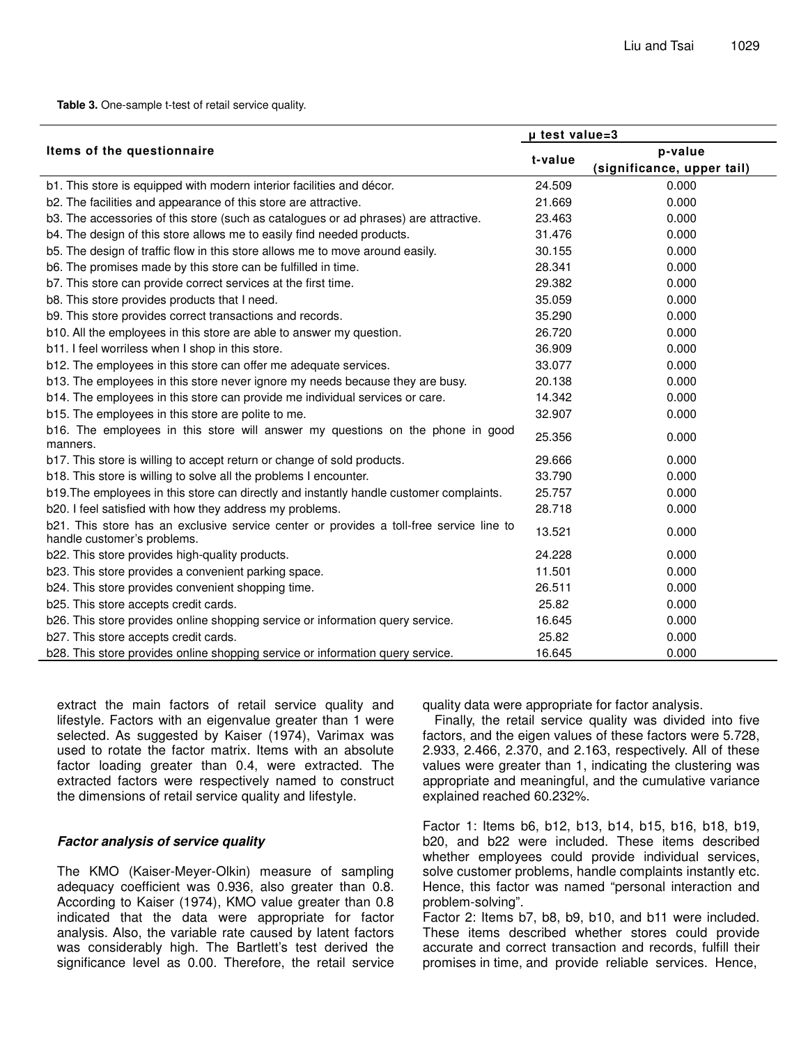**Table 3.** One-sample t-test of retail service quality.

| Items of the questionnaire | μ test value=3 | |
|---|---|---|
| | t-value | p-value (significance, upper tail) |
| b1. This store is equipped with modern interior facilities and décor. | 24.509 | 0.000 |
| b2. The facilities and appearance of this store are attractive. | 21.669 | 0.000 |
| b3. The accessories of this store (such as catalogues or ad phrases) are attractive. | 23.463 | 0.000 |
| b4. The design of this store allows me to easily find needed products. | 31.476 | 0.000 |
| b5. The design of traffic flow in this store allows me to move around easily. | 30.155 | 0.000 |
| b6. The promises made by this store can be fulfilled in time. | 28.341 | 0.000 |
| b7. This store can provide correct services at the first time. | 29.382 | 0.000 |
| b8. This store provides products that I need. | 35.059 | 0.000 |
| b9. This store provides correct transactions and records. | 35.290 | 0.000 |
| b10. All the employees in this store are able to answer my question. | 26.720 | 0.000 |
| b11. I feel worriless when I shop in this store. | 36.909 | 0.000 |
| b12. The employees in this store can offer me adequate services. | 33.077 | 0.000 |
| b13. The employees in this store never ignore my needs because they are busy. | 20.138 | 0.000 |
| b14. The employees in this store can provide me individual services or care. | 14.342 | 0.000 |
| b15. The employees in this store are polite to me. | 32.907 | 0.000 |
| b16. The employees in this store will answer my questions on the phone in good manners. | 25.356 | 0.000 |
| b17. This store is willing to accept return or change of sold products. | 29.666 | 0.000 |
| b18. This store is willing to solve all the problems I encounter. | 33.790 | 0.000 |
| b19.The employees in this store can directly and instantly handle customer complaints. | 25.757 | 0.000 |
| b20. I feel satisfied with how they address my problems. | 28.718 | 0.000 |
| b21. This store has an exclusive service center or provides a toll-free service line to handle customer's problems. | 13.521 | 0.000 |
| b22. This store provides high-quality products. | 24.228 | 0.000 |
| b23. This store provides a convenient parking space. | 11.501 | 0.000 |
| b24. This store provides convenient shopping time. | 26.511 | 0.000 |
| b25. This store accepts credit cards. | 25.82 | 0.000 |
| b26. This store provides online shopping service or information query service. | 16.645 | 0.000 |
| b27. This store accepts credit cards. | 25.82 | 0.000 |
| b28. This store provides online shopping service or information query service. | 16.645 | 0.000 |

extract the main factors of retail service quality and lifestyle. Factors with an eigenvalue greater than 1 were selected. As suggested by Kaiser (1974), Varimax was used to rotate the factor matrix. Items with an absolute factor loading greater than 0.4, were extracted. The extracted factors were respectively named to construct the dimensions of retail service quality and lifestyle.

### *Factor analysis of service quality*

The KMO (Kaiser-Meyer-Olkin) measure of sampling adequacy coefficient was 0.936, also greater than 0.8. According to Kaiser (1974), KMO value greater than 0.8 indicated that the data were appropriate for factor analysis. Also, the variable rate caused by latent factors was considerably high. The Bartlett's test derived the significance level as 0.00. Therefore, the retail service quality data were appropriate for factor analysis.

Finally, the retail service quality was divided into five factors, and the eigen values of these factors were 5.728, 2.933, 2.466, 2.370, and 2.163, respectively. All of these values were greater than 1, indicating the clustering was appropriate and meaningful, and the cumulative variance explained reached 60.232%.

Factor 1: Items b6, b12, b13, b14, b15, b16, b18, b19, b20, and b22 were included. These items described whether employees could provide individual services, solve customer problems, handle complaints instantly etc. Hence, this factor was named "personal interaction and problem-solving".

Factor 2: Items b7, b8, b9, b10, and b11 were included. These items described whether stores could provide accurate and correct transaction and records, fulfill their promises in time, and provide reliable services. Hence,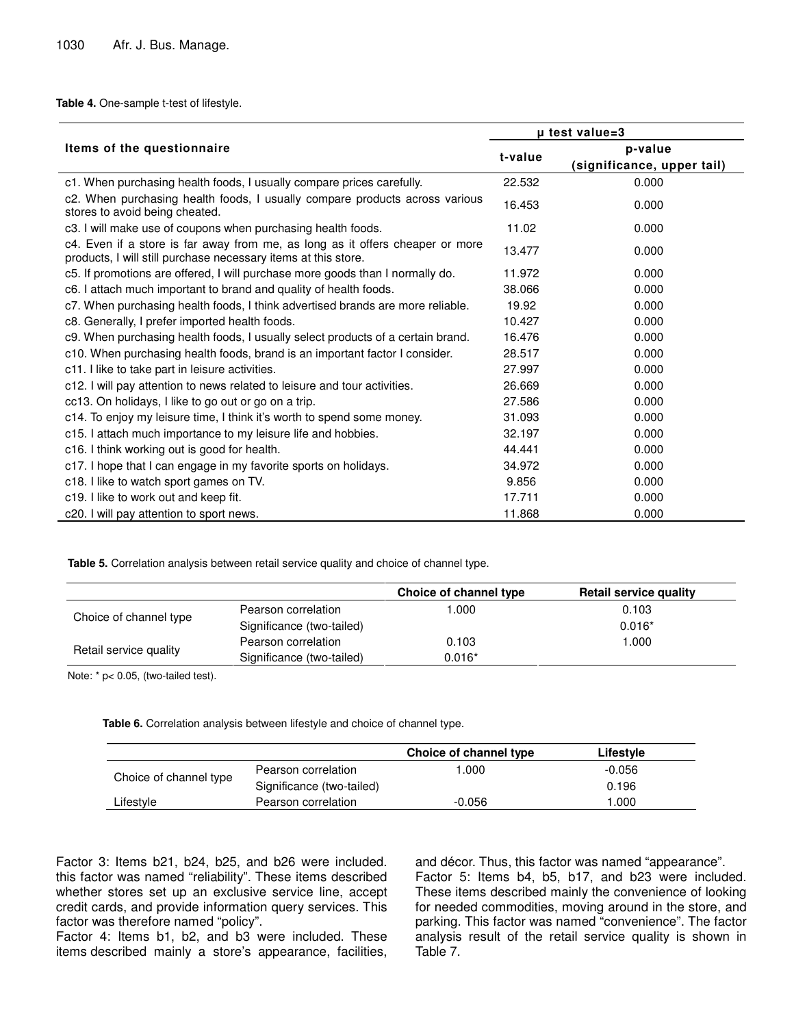**Table 4.** One-sample t-test of lifestyle.

| Items of the questionnaire | μ test value=3 | |
|---|---|---|
| | t-value | p-value (significance, upper tail) |
| c1. When purchasing health foods, I usually compare prices carefully. | 22.532 | 0.000 |
| c2. When purchasing health foods, I usually compare products across various stores to avoid being cheated. | 16.453 | 0.000 |
| c3. I will make use of coupons when purchasing health foods. | 11.02 | 0.000 |
| c4. Even if a store is far away from me, as long as it offers cheaper or more products, I will still purchase necessary items at this store. | 13.477 | 0.000 |
| c5. If promotions are offered, I will purchase more goods than I normally do. | 11.972 | 0.000 |
| c6. I attach much important to brand and quality of health foods. | 38.066 | 0.000 |
| c7. When purchasing health foods, I think advertised brands are more reliable. | 19.92 | 0.000 |
| c8. Generally, I prefer imported health foods. | 10.427 | 0.000 |
| c9. When purchasing health foods, I usually select products of a certain brand. | 16.476 | 0.000 |
| c10. When purchasing health foods, brand is an important factor I consider. | 28.517 | 0.000 |
| c11. I like to take part in leisure activities. | 27.997 | 0.000 |
| c12. I will pay attention to news related to leisure and tour activities. | 26.669 | 0.000 |
| cc13. On holidays, I like to go out or go on a trip. | 27.586 | 0.000 |
| c14. To enjoy my leisure time, I think it's worth to spend some money. | 31.093 | 0.000 |
| c15. I attach much importance to my leisure life and hobbies. | 32.197 | 0.000 |
| c16. I think working out is good for health. | 44.441 | 0.000 |
| c17. I hope that I can engage in my favorite sports on holidays. | 34.972 | 0.000 |
| c18. I like to watch sport games on TV. | 9.856 | 0.000 |
| c19. I like to work out and keep fit. | 17.711 | 0.000 |
| c20. I will pay attention to sport news. | 11.868 | 0.000 |

**Table 5.** Correlation analysis between retail service quality and choice of channel type.

| | | Choice of channel type | Retail service quality |
|---|---|---|---|
| Choice of channel type | Pearson correlation | 1.000 | 0.103 |
| | Significance (two-tailed) | | 0.016* |
| Retail service quality | Pearson correlation | 0.103 | 1.000 |
| | Significance (two-tailed) | 0.016* | |

Note: * $p< 0.05$, (two-tailed test).

**Table 6.** Correlation analysis between lifestyle and choice of channel type.

| | | Choice of channel type | Lifestyle |
|---|---|---|---|
| Choice of channel type | Pearson correlation | 1.000 | -0.056 |
| | Significance (two-tailed) | | 0.196 |
| Lifestyle | Pearson correlation | -0.056 | 1.000 |

Factor 3: Items b21, b24, b25, and b26 were included. this factor was named "reliability". These items described whether stores set up an exclusive service line, accept credit cards, and provide information query services. This factor was therefore named "policy".

Factor 4: Items b1, b2, and b3 were included. These items described mainly a store's appearance, facilities, and décor. Thus, this factor was named "appearance".

Factor 5: Items b4, b5, b17, and b23 were included. These items described mainly the convenience of looking for needed commodities, moving around in the store, and parking. This factor was named "convenience". The factor analysis result of the retail service quality is shown in Table 7.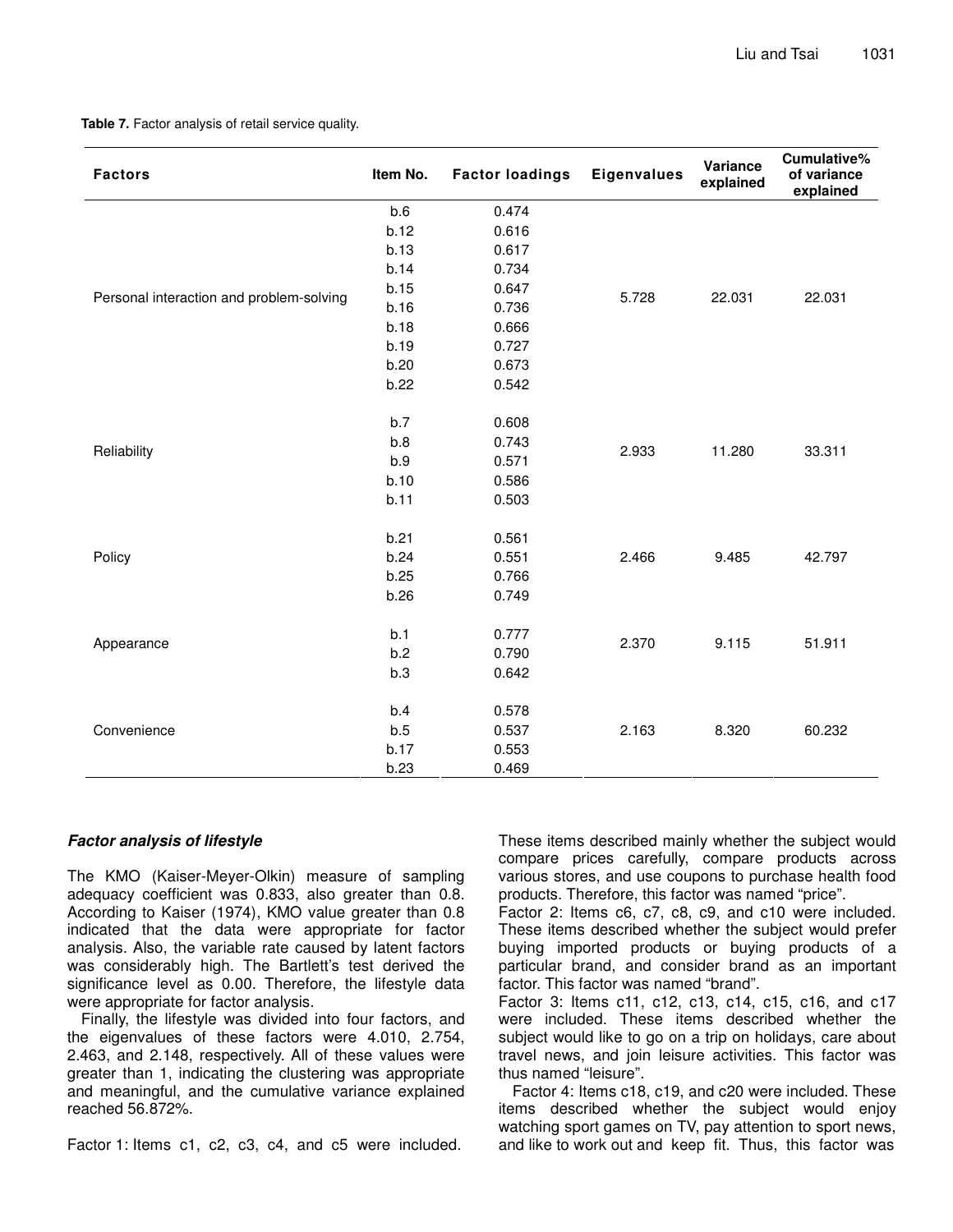**Table 7.** Factor analysis of retail service quality.

| Factors | Item No. | Factor loadings | Eigenvalues | Variance explained | Cumulative% of variance explained |
|---|---|---|---|---|---|
| Personal interaction and problem-solving | b.6 | 0.474 | 5.728 | 22.031 | 22.031 |
| | b.12 | 0.616 | | | |
| | b.13 | 0.617 | | | |
| | b.14 | 0.734 | | | |
| | b.15 | 0.647 | | | |
| | b.16 | 0.736 | | | |
| | b.18 | 0.666 | | | |
| | b.19 | 0.727 | | | |
| | b.20 | 0.673 | | | |
| | b.22 | 0.542 | | | |
| Reliability | b.7 | 0.608 | 2.933 | 11.280 | 33.311 |
| | b.8 | 0.743 | | | |
| | b.9 | 0.571 | | | |
| | b.10 | 0.586 | | | |
| | b.11 | 0.503 | | | |
| Policy | b.21 | 0.561 | 2.466 | 9.485 | 42.797 |
| | b.24 | 0.551 | | | |
| | b.25 | 0.766 | | | |
| | b.26 | 0.749 | | | |
| Appearance | b.1 | 0.777 | 2.370 | 9.115 | 51.911 |
| | b.2 | 0.790 | | | |
| | b.3 | 0.642 | | | |
| Convenience | b.4 | 0.578 | 2.163 | 8.320 | 60.232 |
| | b.5 | 0.537 | | | |
| | b.17 | 0.553 | | | |
| | b.23 | 0.469 | | | |

### *Factor analysis of lifestyle*

The KMO (Kaiser-Meyer-Olkin) measure of sampling adequacy coefficient was 0.833, also greater than 0.8. According to Kaiser (1974), KMO value greater than 0.8 indicated that the data were appropriate for factor analysis. Also, the variable rate caused by latent factors was considerably high. The Bartlett's test derived the significance level as 0.00. Therefore, the lifestyle data were appropriate for factor analysis.

Finally, the lifestyle was divided into four factors, and the eigenvalues of these factors were 4.010, 2.754, 2.463, and 2.148, respectively. All of these values were greater than 1, indicating the clustering was appropriate and meaningful, and the cumulative variance explained reached 56.872%.

Factor 1: Items c1, c2, c3, c4, and c5 were included. These items described mainly whether the subject would compare prices carefully, compare products across various stores, and use coupons to purchase health food products. Therefore, this factor was named "price".

Factor 2: Items c6, c7, c8, c9, and c10 were included. These items described whether the subject would prefer buying imported products or buying products of a particular brand, and consider brand as an important factor. This factor was named "brand".

Factor 3: Items c11, c12, c13, c14, c15, c16, and c17 were included. These items described whether the subject would like to go on a trip on holidays, care about travel news, and join leisure activities. This factor was thus named "leisure".

Factor 4: Items c18, c19, and c20 were included. These items described whether the subject would enjoy watching sport games on TV, pay attention to sport news, and like to work out and keep fit. Thus, this factor was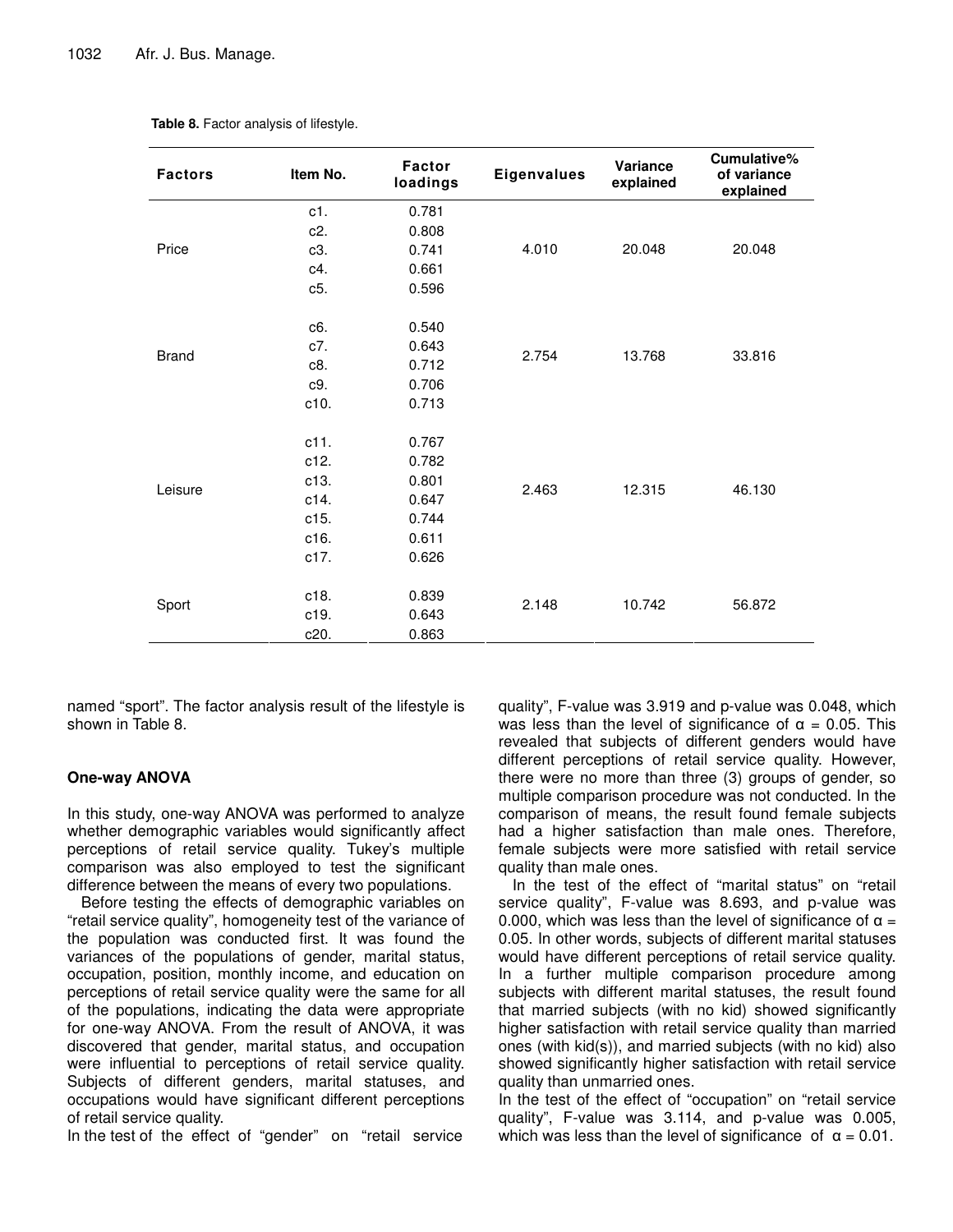**Table 8.** Factor analysis of lifestyle.

| Factors | Item No. | Factor loadings | Eigenvalues | Variance explained | Cumulative% of variance explained |
|---|---|---|---|---|---|
| Price | c1. | 0.781 | 4.010 | 20.048 | 20.048 |
| | c2. | 0.808 | | | |
| | c3. | 0.741 | | | |
| | c4. | 0.661 | | | |
| | c5. | 0.596 | | | |
| Brand | c6. | 0.540 | 2.754 | 13.768 | 33.816 |
| | c7. | 0.643 | | | |
| | c8. | 0.712 | | | |
| | c9. | 0.706 | | | |
| | c10. | 0.713 | | | |
| Leisure | c11. | 0.767 | 2.463 | 12.315 | 46.130 |
| | c12. | 0.782 | | | |
| | c13. | 0.801 | | | |
| | c14. | 0.647 | | | |
| | c15. | 0.744 | | | |
| | c16. | 0.611 | | | |
| | c17. | 0.626 | | | |
| Sport | c18. | 0.839 | 2.148 | 10.742 | 56.872 |
| | c19. | 0.643 | | | |
| | c20. | 0.863 | | | |

named "sport". The factor analysis result of the lifestyle is shown in Table 8.

### One-way ANOVA

In this study, one-way ANOVA was performed to analyze whether demographic variables would significantly affect perceptions of retail service quality. Tukey's multiple comparison was also employed to test the significant difference between the means of every two populations.

Before testing the effects of demographic variables on "retail service quality", homogeneity test of the variance of the population was conducted first. It was found the variances of the populations of gender, marital status, occupation, position, monthly income, and education on perceptions of retail service quality were the same for all of the populations, indicating the data were appropriate for one-way ANOVA. From the result of ANOVA, it was discovered that gender, marital status, and occupation were influential to perceptions of retail service quality. Subjects of different genders, marital statuses, and occupations would have significant different perceptions of retail service quality.

In the test of the effect of "gender" on "retail service quality", F-value was 3.919 and p-value was 0.048, which was less than the level of significance of $\alpha = 0.05$. This revealed that subjects of different genders would have different perceptions of retail service quality. However, there were no more than three (3) groups of gender, so multiple comparison procedure was not conducted. In the comparison of means, the result found female subjects had a higher satisfaction than male ones. Therefore, female subjects were more satisfied with retail service quality than male ones.

In the test of the effect of "marital status" on "retail service quality", F-value was 8.693, and p-value was 0.000, which was less than the level of significance of $\alpha = 0.05$. In other words, subjects of different marital statuses would have different perceptions of retail service quality. In a further multiple comparison procedure among subjects with different marital statuses, the result found that married subjects (with no kid) showed significantly higher satisfaction with retail service quality than married ones (with kid(s)), and married subjects (with no kid) also showed significantly higher satisfaction with retail service quality than unmarried ones.

In the test of the effect of "occupation" on "retail service quality", F-value was 3.114, and p-value was 0.005, which was less than the level of significance of $\alpha = 0.01$.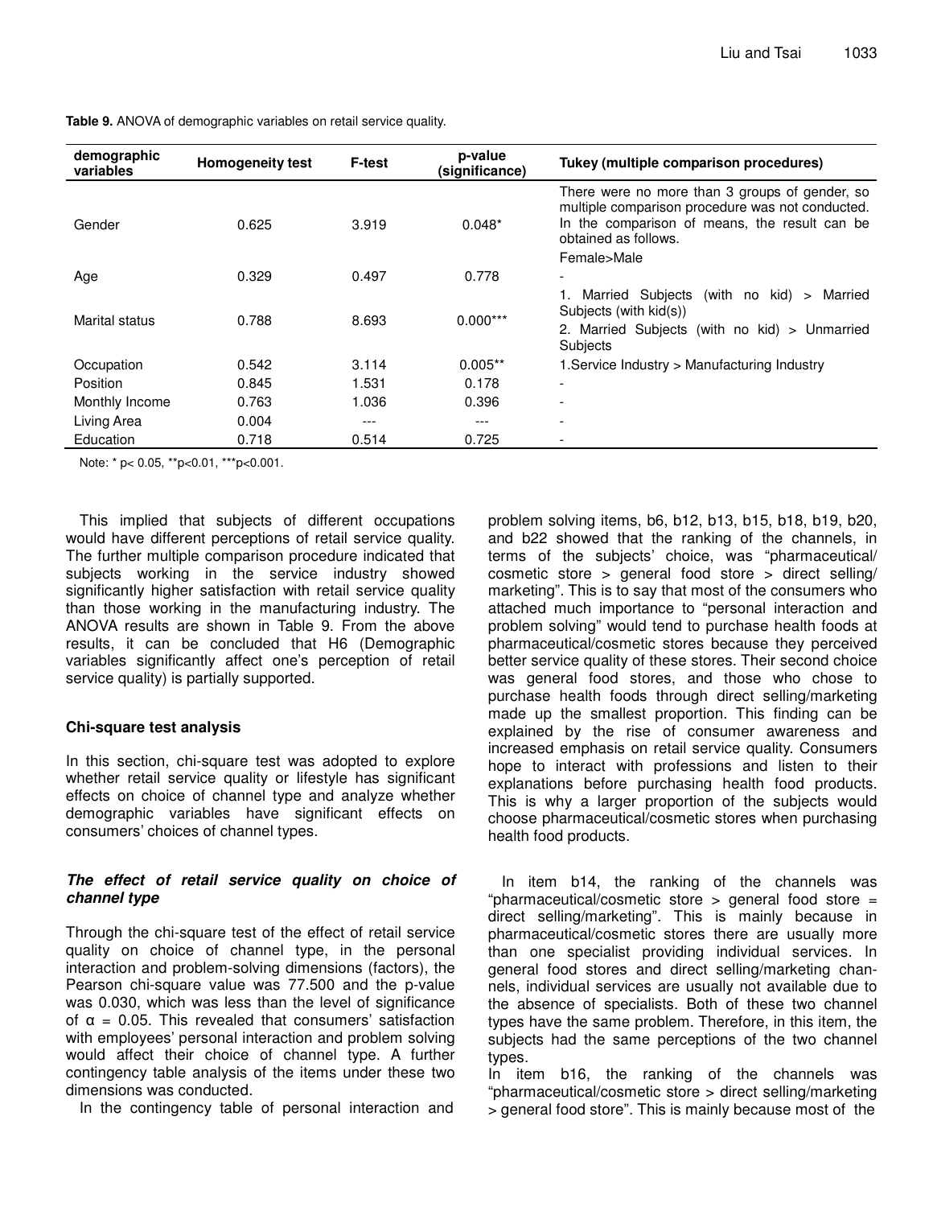**Table 9.** ANOVA of demographic variables on retail service quality.

| demographic variables | Homogeneity test | F-test | p-value (significance) | Tukey (multiple comparison procedures) |
|---|---|---|---|---|
| Gender | 0.625 | 3.919 | 0.048* | There were no more than 3 groups of gender, so multiple comparison procedure was not conducted. In the comparison of means, the result can be obtained as follows. Female>Male |
| Age | 0.329 | 0.497 | 0.778 | - |
| Marital status | 0.788 | 8.693 | 0.000*** | 1. Married Subjects (with no kid) > Married Subjects (with kid(s)) 2. Married Subjects (with no kid) > Unmarried Subjects |
| Occupation | 0.542 | 3.114 | 0.005** | 1.Service Industry > Manufacturing Industry |
| Position | 0.845 | 1.531 | 0.178 | - |
| Monthly Income | 0.763 | 1.036 | 0.396 | - |
| Living Area | 0.004 | --- | --- | - |
| Education | 0.718 | 0.514 | 0.725 | - |

Note: * p< 0.05, **p<0.01, ***p<0.001.

This implied that subjects of different occupations would have different perceptions of retail service quality. The further multiple comparison procedure indicated that subjects working in the service industry showed significantly higher satisfaction with retail service quality than those working in the manufacturing industry. The ANOVA results are shown in Table 9. From the above results, it can be concluded that H6 (Demographic variables significantly affect one's perception of retail service quality) is partially supported.

### Chi-square test analysis

In this section, chi-square test was adopted to explore whether retail service quality or lifestyle has significant effects on choice of channel type and analyze whether demographic variables have significant effects on consumers' choices of channel types.

#### *The effect of retail service quality on choice of channel type*

Through the chi-square test of the effect of retail service quality on choice of channel type, in the personal interaction and problem-solving dimensions (factors), the Pearson chi-square value was 77.500 and the p-value was 0.030, which was less than the level of significance of $\alpha = 0.05$. This revealed that consumers' satisfaction with employees' personal interaction and problem solving would affect their choice of channel type. A further contingency table analysis of the items under these two dimensions was conducted.

In the contingency table of personal interaction and problem solving items, b6, b12, b13, b15, b18, b19, b20, and b22 showed that the ranking of the channels, in terms of the subjects' choice, was "pharmaceutical/ cosmetic store > general food store > direct selling/ marketing". This is to say that most of the consumers who attached much importance to "personal interaction and problem solving" would tend to purchase health foods at pharmaceutical/cosmetic stores because they perceived better service quality of these stores. Their second choice was general food stores, and those who chose to purchase health foods through direct selling/marketing made up the smallest proportion. This finding can be explained by the rise of consumer awareness and increased emphasis on retail service quality. Consumers hope to interact with professions and listen to their explanations before purchasing health food products. This is why a larger proportion of the subjects would choose pharmaceutical/cosmetic stores when purchasing health food products.

In item b14, the ranking of the channels was "pharmaceutical/cosmetic store > general food store = direct selling/marketing". This is mainly because in pharmaceutical/cosmetic stores there are usually more than one specialist providing individual services. In general food stores and direct selling/marketing channels, individual services are usually not available due to the absence of specialists. Both of these two channel types have the same problem. Therefore, in this item, the subjects had the same perceptions of the two channel types.

In item b16, the ranking of the channels was "pharmaceutical/cosmetic store > direct selling/marketing > general food store". This is mainly because most of the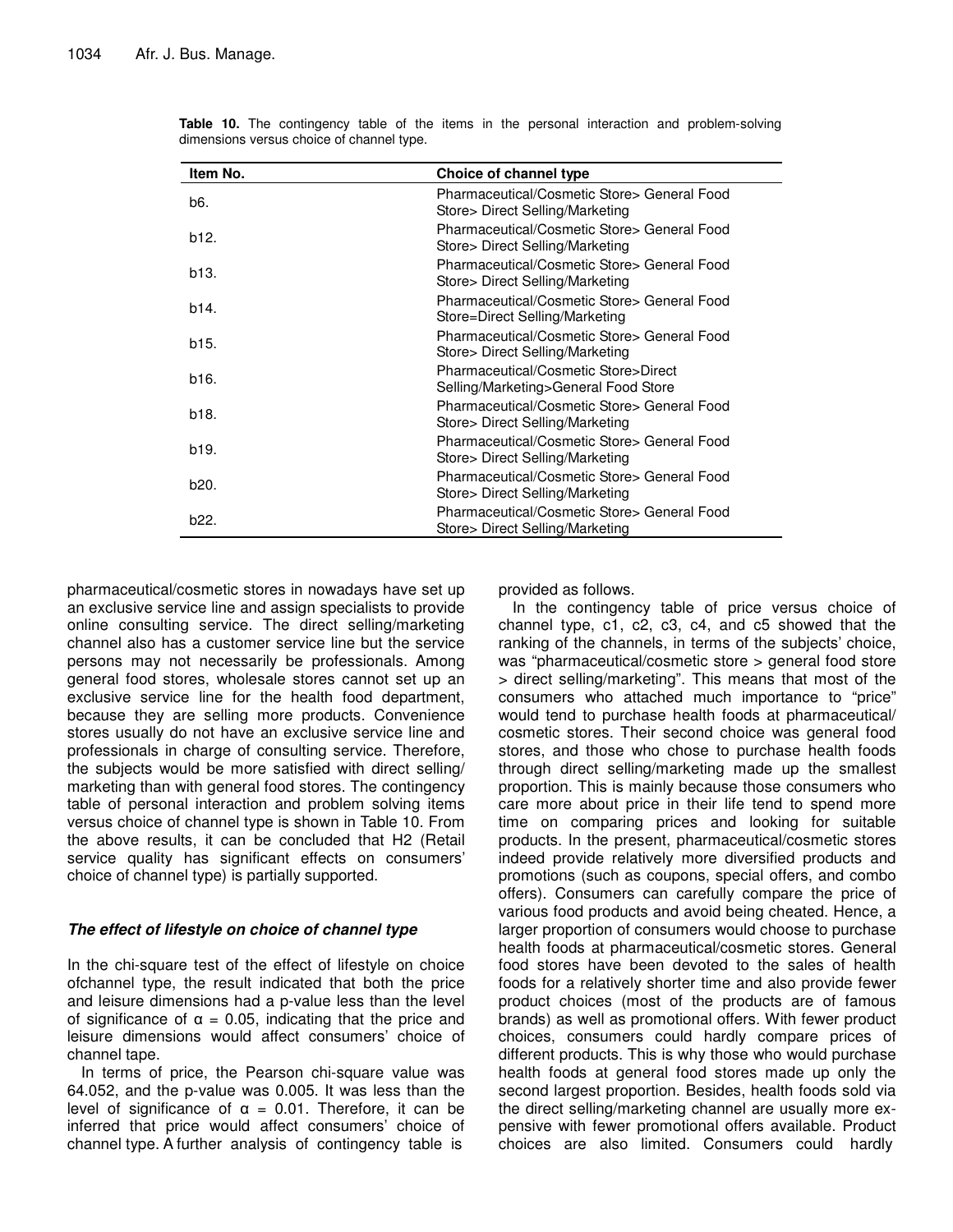**Table 10.** The contingency table of the items in the personal interaction and problem-solving dimensions versus choice of channel type.

| Item No. | Choice of channel type |
|---|---|
| b6. | Pharmaceutical/Cosmetic Store> General Food Store> Direct Selling/Marketing |
| b12. | Pharmaceutical/Cosmetic Store> General Food Store> Direct Selling/Marketing |
| b13. | Pharmaceutical/Cosmetic Store> General Food Store> Direct Selling/Marketing |
| b14. | Pharmaceutical/Cosmetic Store> General Food Store=Direct Selling/Marketing |
| b15. | Pharmaceutical/Cosmetic Store> General Food Store> Direct Selling/Marketing |
| b16. | Pharmaceutical/Cosmetic Store>Direct Selling/Marketing>General Food Store |
| b18. | Pharmaceutical/Cosmetic Store> General Food Store> Direct Selling/Marketing |
| b19. | Pharmaceutical/Cosmetic Store> General Food Store> Direct Selling/Marketing |
| b20. | Pharmaceutical/Cosmetic Store> General Food Store> Direct Selling/Marketing |
| b22. | Pharmaceutical/Cosmetic Store> General Food Store> Direct Selling/Marketing |

pharmaceutical/cosmetic stores in nowadays have set up an exclusive service line and assign specialists to provide online consulting service. The direct selling/marketing channel also has a customer service line but the service persons may not necessarily be professionals. Among general food stores, wholesale stores cannot set up an exclusive service line for the health food department, because they are selling more products. Convenience stores usually do not have an exclusive service line and professionals in charge of consulting service. Therefore, the subjects would be more satisfied with direct selling/marketing than with general food stores. The contingency table of personal interaction and problem solving items versus choice of channel type is shown in Table 10. From the above results, it can be concluded that H2 (Retail service quality has significant effects on consumers' choice of channel type) is partially supported.

### *The effect of lifestyle on choice of channel type*

In the chi-square test of the effect of lifestyle on choice ofchannel type, the result indicated that both the price and leisure dimensions had a p-value less than the level of significance of $\alpha = 0.05$, indicating that the price and leisure dimensions would affect consumers' choice of channel tape.

In terms of price, the Pearson chi-square value was 64.052, and the p-value was 0.005. It was less than the level of significance of $\alpha = 0.01$. Therefore, it can be inferred that price would affect consumers' choice of channel type. A further analysis of contingency table is provided as follows.

In the contingency table of price versus choice of channel type, c1, c2, c3, c4, and c5 showed that the ranking of the channels, in terms of the subjects' choice, was "pharmaceutical/cosmetic store > general food store > direct selling/marketing". This means that most of the consumers who attached much importance to "price" would tend to purchase health foods at pharmaceutical/cosmetic stores. Their second choice was general food stores, and those who chose to purchase health foods through direct selling/marketing made up the smallest proportion. This is mainly because those consumers who care more about price in their life tend to spend more time on comparing prices and looking for suitable products. In the present, pharmaceutical/cosmetic stores indeed provide relatively more diversified products and promotions (such as coupons, special offers, and combo offers). Consumers can carefully compare the price of various food products and avoid being cheated. Hence, a larger proportion of consumers would choose to purchase health foods at pharmaceutical/cosmetic stores. General food stores have been devoted to the sales of health foods for a relatively shorter time and also provide fewer product choices (most of the products are of famous brands) as well as promotional offers. With fewer product choices, consumers could hardly compare prices of different products. This is why those who would purchase health foods at general food stores made up only the second largest proportion. Besides, health foods sold via the direct selling/marketing channel are usually more expensive with fewer promotional offers available. Product choices are also limited. Consumers could hardly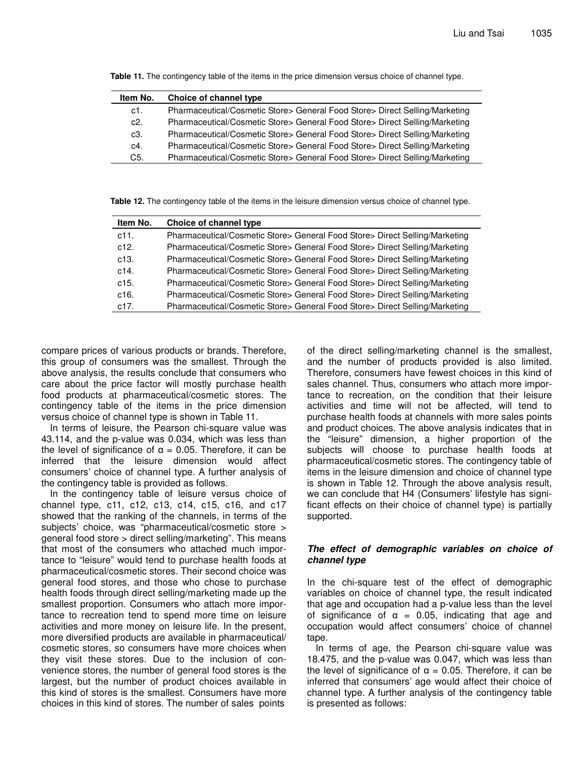**Table 11.** The contingency table of the items in the price dimension versus choice of channel type.

| Item No. | Choice of channel type |
|---|---|
| c1. | Pharmaceutical/Cosmetic Store> General Food Store> Direct Selling/Marketing |
| c2. | Pharmaceutical/Cosmetic Store> General Food Store> Direct Selling/Marketing |
| c3. | Pharmaceutical/Cosmetic Store> General Food Store> Direct Selling/Marketing |
| c4. | Pharmaceutical/Cosmetic Store> General Food Store> Direct Selling/Marketing |
| C5. | Pharmaceutical/Cosmetic Store> General Food Store> Direct Selling/Marketing |

**Table 12.** The contingency table of the items in the leisure dimension versus choice of channel type.

| Item No. | Choice of channel type |
|---|---|
| c11. | Pharmaceutical/Cosmetic Store> General Food Store> Direct Selling/Marketing |
| c12. | Pharmaceutical/Cosmetic Store> General Food Store> Direct Selling/Marketing |
| c13. | Pharmaceutical/Cosmetic Store> General Food Store> Direct Selling/Marketing |
| c14. | Pharmaceutical/Cosmetic Store> General Food Store> Direct Selling/Marketing |
| c15. | Pharmaceutical/Cosmetic Store> General Food Store> Direct Selling/Marketing |
| c16. | Pharmaceutical/Cosmetic Store> General Food Store> Direct Selling/Marketing |
| c17. | Pharmaceutical/Cosmetic Store> General Food Store> Direct Selling/Marketing |

compare prices of various products or brands. Therefore, this group of consumers was the smallest. Through the above analysis, the results conclude that consumers who care about the price factor will mostly purchase health food products at pharmaceutical/cosmetic stores. The contingency table of the items in the price dimension versus choice of channel type is shown in Table 11.

In terms of leisure, the Pearson chi-square value was 43.114, and the p-value was 0.034, which was less than the level of significance of $\alpha = 0.05$. Therefore, it can be inferred that the leisure dimension would affect consumers' choice of channel type. A further analysis of the contingency table is provided as follows.

In the contingency table of leisure versus choice of channel type, c11, c12, c13, c14, c15, c16, and c17 showed that the ranking of the channels, in terms of the subjects' choice, was "pharmaceutical/cosmetic store > general food store > direct selling/marketing". This means that most of the consumers who attached much importance to "leisure" would tend to purchase health foods at pharmaceutical/cosmetic stores. Their second choice was general food stores, and those who chose to purchase health foods through direct selling/marketing made up the smallest proportion. Consumers who attach more importance to recreation tend to spend more time on leisure activities and more money on leisure life. In the present, more diversified products are available in pharmaceutical/ cosmetic stores, so consumers have more choices when they visit these stores. Due to the inclusion of convenience stores, the number of general food stores is the largest, but the number of product choices available in this kind of stores is the smallest. Consumers have more choices in this kind of stores. The number of sales points of the direct selling/marketing channel is the smallest, and the number of products provided is also limited. Therefore, consumers have fewest choices in this kind of sales channel. Thus, consumers who attach more importance to recreation, on the condition that their leisure activities and time will not be affected, will tend to purchase health foods at channels with more sales points and product choices. The above analysis indicates that in the "leisure" dimension, a higher proportion of the subjects will choose to purchase health foods at pharmaceutical/cosmetic stores. The contingency table of items in the leisure dimension and choice of channel type is shown in Table 12. Through the above analysis result, we can conclude that H4 (Consumers' lifestyle has significant effects on their choice of channel type) is partially supported.

### *The effect of demographic variables on choice of channel type*

In the chi-square test of the effect of demographic variables on choice of channel type, the result indicated that age and occupation had a p-value less than the level of significance of $\alpha = 0.05$, indicating that age and occupation would affect consumers' choice of channel tape.

In terms of age, the Pearson chi-square value was 18.475, and the p-value was 0.047, which was less than the level of significance of $\alpha = 0.05$. Therefore, it can be inferred that consumers' age would affect their choice of channel type. A further analysis of the contingency table is presented as follows: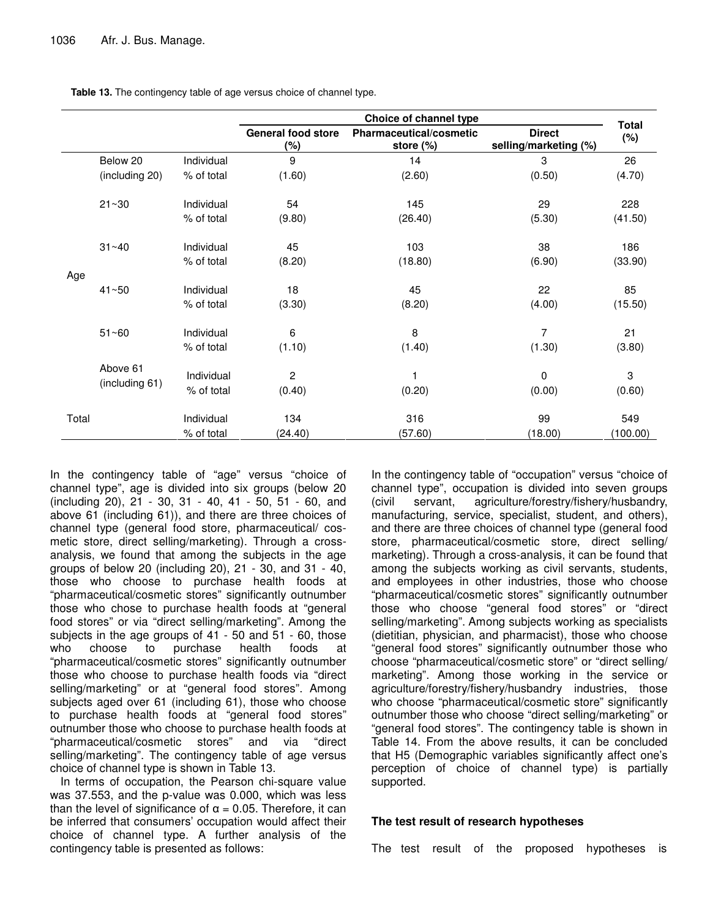**Table 13.** The contingency table of age versus choice of channel type.

| | | | Choice of channel type | | | Total (%) |
|---|---|---|---|---|---|---|
| | | | General food store (%) | Pharmaceutical/cosmetic store (%) | Direct selling/marketing (%) | |
| Age | Below 20 (including 20) | Individual | 9 | 14 | 3 | 26 |
| | | % of total | (1.60) | (2.60) | (0.50) | (4.70) |
| | 21~30 | Individual | 54 | 145 | 29 | 228 |
| | | % of total | (9.80) | (26.40) | (5.30) | (41.50) |
| | 31~40 | Individual | 45 | 103 | 38 | 186 |
| | | % of total | (8.20) | (18.80) | (6.90) | (33.90) |
| | 41~50 | Individual | 18 | 45 | 22 | 85 |
| | | % of total | (3.30) | (8.20) | (4.00) | (15.50) |
| | 51~60 | Individual | 6 | 8 | 7 | 21 |
| | | % of total | (1.10) | (1.40) | (1.30) | (3.80) |
| | Above 61 (including 61) | Individual | 2 | 1 | 0 | 3 |
| | | % of total | (0.40) | (0.20) | (0.00) | (0.60) |
| Total | | Individual | 134 | 316 | 99 | 549 |
| | | % of total | (24.40) | (57.60) | (18.00) | (100.00) |

In the contingency table of "age" versus "choice of channel type", age is divided into six groups (below 20 (including 20), 21 - 30, 31 - 40, 41 - 50, 51 - 60, and above 61 (including 61)), and there are three choices of channel type (general food store, pharmaceutical/ cosmetic store, direct selling/marketing). Through a cross-analysis, we found that among the subjects in the age groups of below 20 (including 20), 21 - 30, and 31 - 40, those who choose to purchase health foods at "pharmaceutical/cosmetic stores" significantly outnumber those who chose to purchase health foods at "general food stores" or via "direct selling/marketing". Among the subjects in the age groups of 41 - 50 and 51 - 60, those who choose to purchase health foods at "pharmaceutical/cosmetic stores" significantly outnumber those who choose to purchase health foods via "direct selling/marketing" or at "general food stores". Among subjects aged over 61 (including 61), those who choose to purchase health foods at "general food stores" outnumber those who choose to purchase health foods at "pharmaceutical/cosmetic stores" and via "direct selling/marketing". The contingency table of age versus choice of channel type is shown in Table 13.

In terms of occupation, the Pearson chi-square value was 37.553, and the p-value was 0.000, which was less than the level of significance of $\alpha = 0.05$. Therefore, it can be inferred that consumers' occupation would affect their choice of channel type. A further analysis of the contingency table is presented as follows:

In the contingency table of "occupation" versus "choice of channel type", occupation is divided into seven groups (civil servant, agriculture/forestry/fishery/husbandry, manufacturing, service, specialist, student, and others), and there are three choices of channel type (general food store, pharmaceutical/cosmetic store, direct selling/ marketing). Through a cross-analysis, it can be found that among the subjects working as civil servants, students, and employees in other industries, those who choose "pharmaceutical/cosmetic stores" significantly outnumber those who choose "general food stores" or "direct selling/marketing". Among subjects working as specialists (dietitian, physician, and pharmacist), those who choose "general food stores" significantly outnumber those who choose "pharmaceutical/cosmetic store" or "direct selling/ marketing". Among those working in the service or agriculture/forestry/fishery/husbandry industries, those who choose "pharmaceutical/cosmetic store" significantly outnumber those who choose "direct selling/marketing" or "general food stores". The contingency table is shown in Table 14. From the above results, it can be concluded that H5 (Demographic variables significantly affect one's perception of choice of channel type) is partially supported.

### The test result of research hypotheses

The test result of the proposed hypotheses is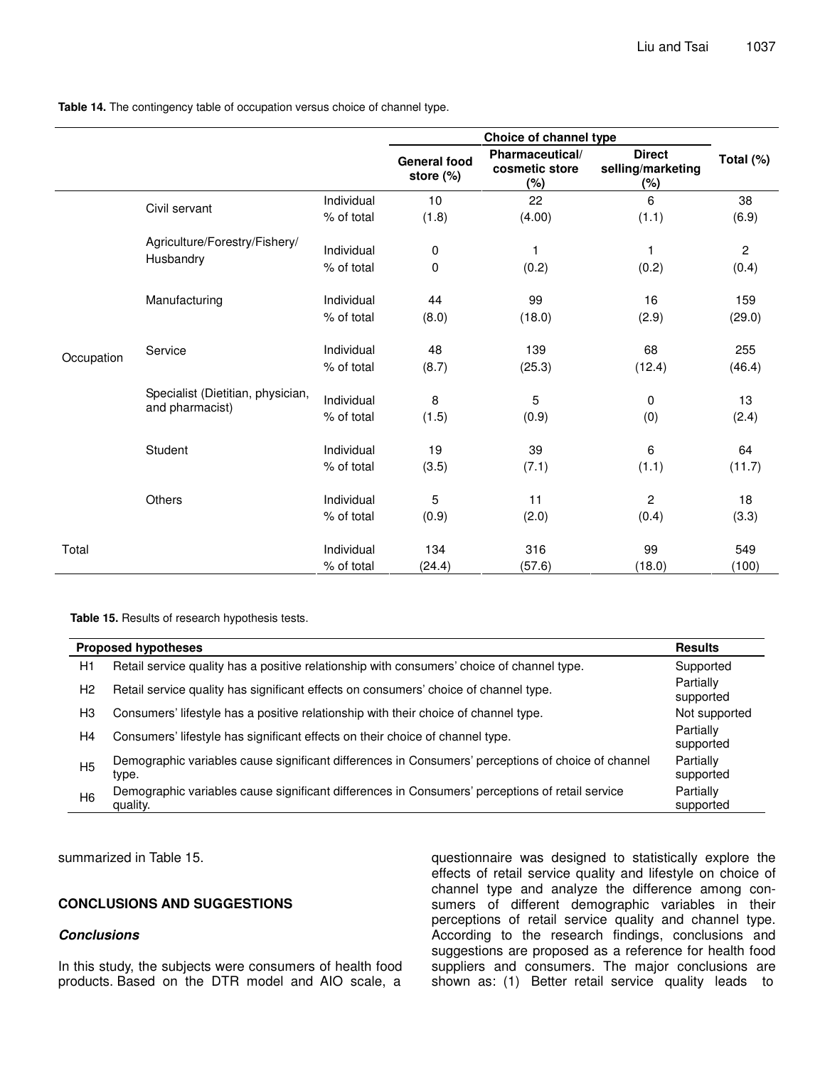**Table 14.** The contingency table of occupation versus choice of channel type.

| | | | Choice of channel type | | | Total (%) |
|---|---|---|---|---|---|---|
| | | | General food store (%) | Pharmaceutical/ cosmetic store (%) | Direct selling/marketing (%) | |
| Occupation | Civil servant | Individual | 10 | 22 | 6 | 38 |
| | | % of total | (1.8) | (4.00) | (1.1) | (6.9) |
| | Agriculture/Forestry/Fishery/ Husbandry | Individual | 0 | 1 | 1 | 2 |
| | | % of total | 0 | (0.2) | (0.2) | (0.4) |
| | Manufacturing | Individual | 44 | 99 | 16 | 159 |
| | | % of total | (8.0) | (18.0) | (2.9) | (29.0) |
| | Service | Individual | 48 | 139 | 68 | 255 |
| | | % of total | (8.7) | (25.3) | (12.4) | (46.4) |
| | Specialist (Dietitian, physician, and pharmacist) | Individual | 8 | 5 | 0 | 13 |
| | | % of total | (1.5) | (0.9) | (0) | (2.4) |
| | Student | Individual | 19 | 39 | 6 | 64 |
| | | % of total | (3.5) | (7.1) | (1.1) | (11.7) |
| | Others | Individual | 5 | 11 | 2 | 18 |
| | | % of total | (0.9) | (2.0) | (0.4) | (3.3) |
| Total | | Individual | 134 | 316 | 99 | 549 |
| | | % of total | (24.4) | (57.6) | (18.0) | (100) |

**Table 15.** Results of research hypothesis tests.

| | Proposed hypotheses | Results |
|---|---|---|
| H1 | Retail service quality has a positive relationship with consumers' choice of channel type. | Supported |
| H2 | Retail service quality has significant effects on consumers' choice of channel type. | Partially supported |
| H3 | Consumers' lifestyle has a positive relationship with their choice of channel type. | Not supported |
| H4 | Consumers' lifestyle has significant effects on their choice of channel type. | Partially supported |
| H5 | Demographic variables cause significant differences in Consumers' perceptions of choice of channel type. | Partially supported |
| H6 | Demographic variables cause significant differences in Consumers' perceptions of retail service quality. | Partially supported |

summarized in Table 15.

## CONCLUSIONS AND SUGGESTIONS

### *Conclusions*

In this study, the subjects were consumers of health food products. Based on the DTR model and AIO scale, a questionnaire was designed to statistically explore the effects of retail service quality and lifestyle on choice of channel type and analyze the difference among consumers of different demographic variables in their perceptions of retail service quality and channel type. According to the research findings, conclusions and suggestions are proposed as a reference for health food suppliers and consumers. The major conclusions are shown as: (1) Better retail service quality leads to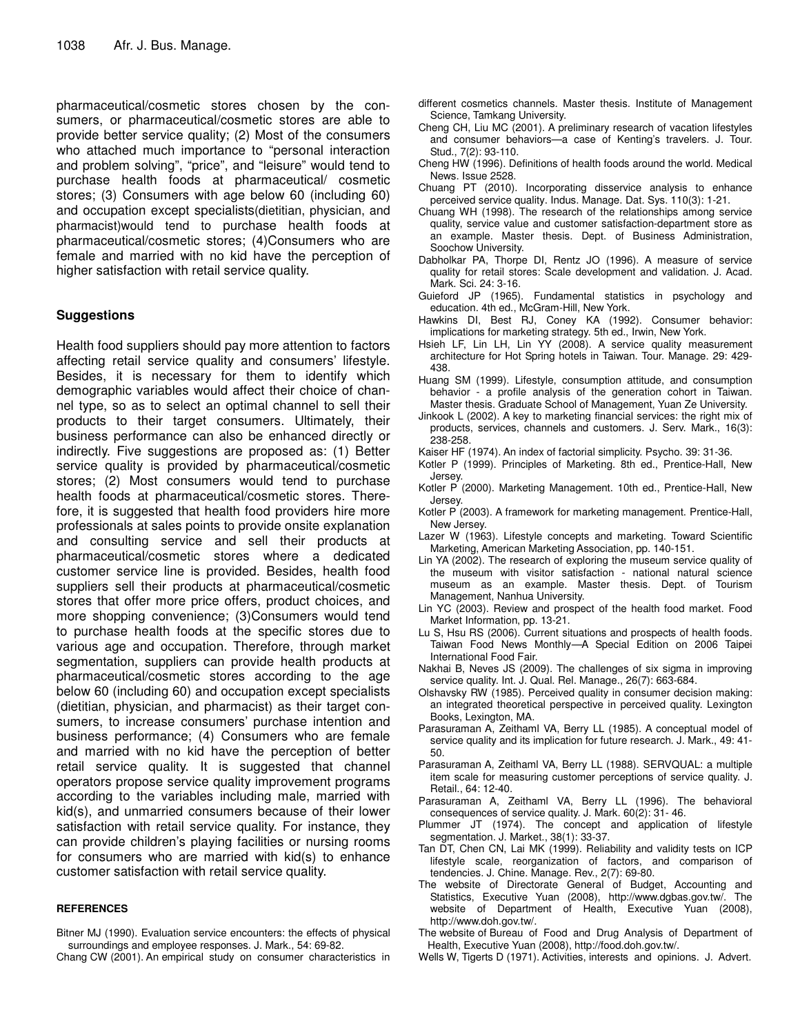pharmaceutical/cosmetic stores chosen by the consumers, or pharmaceutical/cosmetic stores are able to provide better service quality; (2) Most of the consumers who attached much importance to "personal interaction and problem solving", "price", and "leisure" would tend to purchase health foods at pharmaceutical/ cosmetic stores; (3) Consumers with age below 60 (including 60) and occupation except specialists(dietitian, physician, and pharmacist)would tend to purchase health foods at pharmaceutical/cosmetic stores; (4)Consumers who are female and married with no kid have the perception of higher satisfaction with retail service quality.

## Suggestions

Health food suppliers should pay more attention to factors affecting retail service quality and consumers' lifestyle. Besides, it is necessary for them to identify which demographic variables would affect their choice of channel type, so as to select an optimal channel to sell their products to their target consumers. Ultimately, their business performance can also be enhanced directly or indirectly. Five suggestions are proposed as: (1) Better service quality is provided by pharmaceutical/cosmetic stores; (2) Most consumers would tend to purchase health foods at pharmaceutical/cosmetic stores. Therefore, it is suggested that health food providers hire more professionals at sales points to provide onsite explanation and consulting service and sell their products at pharmaceutical/cosmetic stores where a dedicated customer service line is provided. Besides, health food suppliers sell their products at pharmaceutical/cosmetic stores that offer more price offers, product choices, and more shopping convenience; (3)Consumers would tend to purchase health foods at the specific stores due to various age and occupation. Therefore, through market segmentation, suppliers can provide health products at pharmaceutical/cosmetic stores according to the age below 60 (including 60) and occupation except specialists (dietitian, physician, and pharmacist) as their target consumers, to increase consumers' purchase intention and business performance; (4) Consumers who are female and married with no kid have the perception of better retail service quality. It is suggested that channel operators propose service quality improvement programs according to the variables including male, married with kid(s), and unmarried consumers because of their lower satisfaction with retail service quality. For instance, they can provide children's playing facilities or nursing rooms for consumers who are married with kid(s) to enhance customer satisfaction with retail service quality.

### REFERENCES

Bitner MJ (1990). Evaluation service encounters: the effects of physical surroundings and employee responses. J. Mark., 54: 69-82.

Chang CW (2001). An empirical study on consumer characteristics in different cosmetics channels. Master thesis. Institute of Management Science, Tamkang University.

Cheng CH, Liu MC (2001). A preliminary research of vacation lifestyles and consumer behaviors—a case of Kenting's travelers. J. Tour. Stud., 7(2): 93-110.

Cheng HW (1996). Definitions of health foods around the world. Medical News. Issue 2528.

Chuang PT (2010). Incorporating disservice analysis to enhance perceived service quality. Indus. Manage. Dat. Sys. 110(3): 1-21.

Chuang WH (1998). The research of the relationships among service quality, service value and customer satisfaction-department store as an example. Master thesis. Dept. of Business Administration, Soochow University.

Dabholkar PA, Thorpe DI, Rentz JO (1996). A measure of service quality for retail stores: Scale development and validation. J. Acad. Mark. Sci. 24: 3-16.

Guieford JP (1965). Fundamental statistics in psychology and education. 4th ed., McGram-Hill, New York.

Hawkins DI, Best RJ, Coney KA (1992). Consumer behavior: implications for marketing strategy. 5th ed., Irwin, New York.

Hsieh LF, Lin LH, Lin YY (2008). A service quality measurement architecture for Hot Spring hotels in Taiwan. Tour. Manage. 29: 429-438.

Huang SM (1999). Lifestyle, consumption attitude, and consumption behavior - a profile analysis of the generation cohort in Taiwan. Master thesis. Graduate School of Management, Yuan Ze University.

Jinkook L (2002). A key to marketing financial services: the right mix of products, services, channels and customers. J. Serv. Mark., 16(3): 238-258.

Kaiser HF (1974). An index of factorial simplicity. Psycho. 39: 31-36.

Kotler P (1999). Principles of Marketing. 8th ed., Prentice-Hall, New Jersey.

Kotler P (2000). Marketing Management. 10th ed., Prentice-Hall, New Jersey.

Kotler P (2003). A framework for marketing management. Prentice-Hall, New Jersey.

Lazer W (1963). Lifestyle concepts and marketing. Toward Scientific Marketing, American Marketing Association, pp. 140-151.

Lin YA (2002). The research of exploring the museum service quality of the museum with visitor satisfaction - national natural science museum as an example. Master thesis. Dept. of Tourism Management, Nanhua University.

Lin YC (2003). Review and prospect of the health food market. Food Market Information, pp. 13-21.

Lu S, Hsu RS (2006). Current situations and prospects of health foods. Taiwan Food News Monthly—A Special Edition on 2006 Taipei International Food Fair.

Nakhai B, Neves JS (2009). The challenges of six sigma in improving service quality. Int. J. Qual. Rel. Manage., 26(7): 663-684.

Olshavsky RW (1985). Perceived quality in consumer decision making: an integrated theoretical perspective in perceived quality. Lexington Books, Lexington, MA.

Parasuraman A, Zeithaml VA, Berry LL (1985). A conceptual model of service quality and its implication for future research. J. Mark., 49: 41-50.

Parasuraman A, Zeithaml VA, Berry LL (1988). SERVQUAL: a multiple item scale for measuring customer perceptions of service quality. J. Retail., 64: 12-40.

Parasuraman A, Zeithaml VA, Berry LL (1996). The behavioral consequences of service quality. J. Mark. 60(2): 31- 46.

Plummer JT (1974). The concept and application of lifestyle segmentation. J. Market., 38(1): 33-37.

Tan DT, Chen CN, Lai MK (1999). Reliability and validity tests on ICP lifestyle scale, reorganization of factors, and comparison of tendencies. J. Chine. Manage. Rev., 2(7): 69-80.

The website of Directorate General of Budget, Accounting and Statistics, Executive Yuan (2008), http://www.dgbas.gov.tw/. The website of Department of Health, Executive Yuan (2008), http://www.doh.gov.tw/.

The website of Bureau of Food and Drug Analysis of Department of Health, Executive Yuan (2008), http://food.doh.gov.tw/.

Wells W, Tigerts D (1971). Activities, interests and opinions. J. Advert.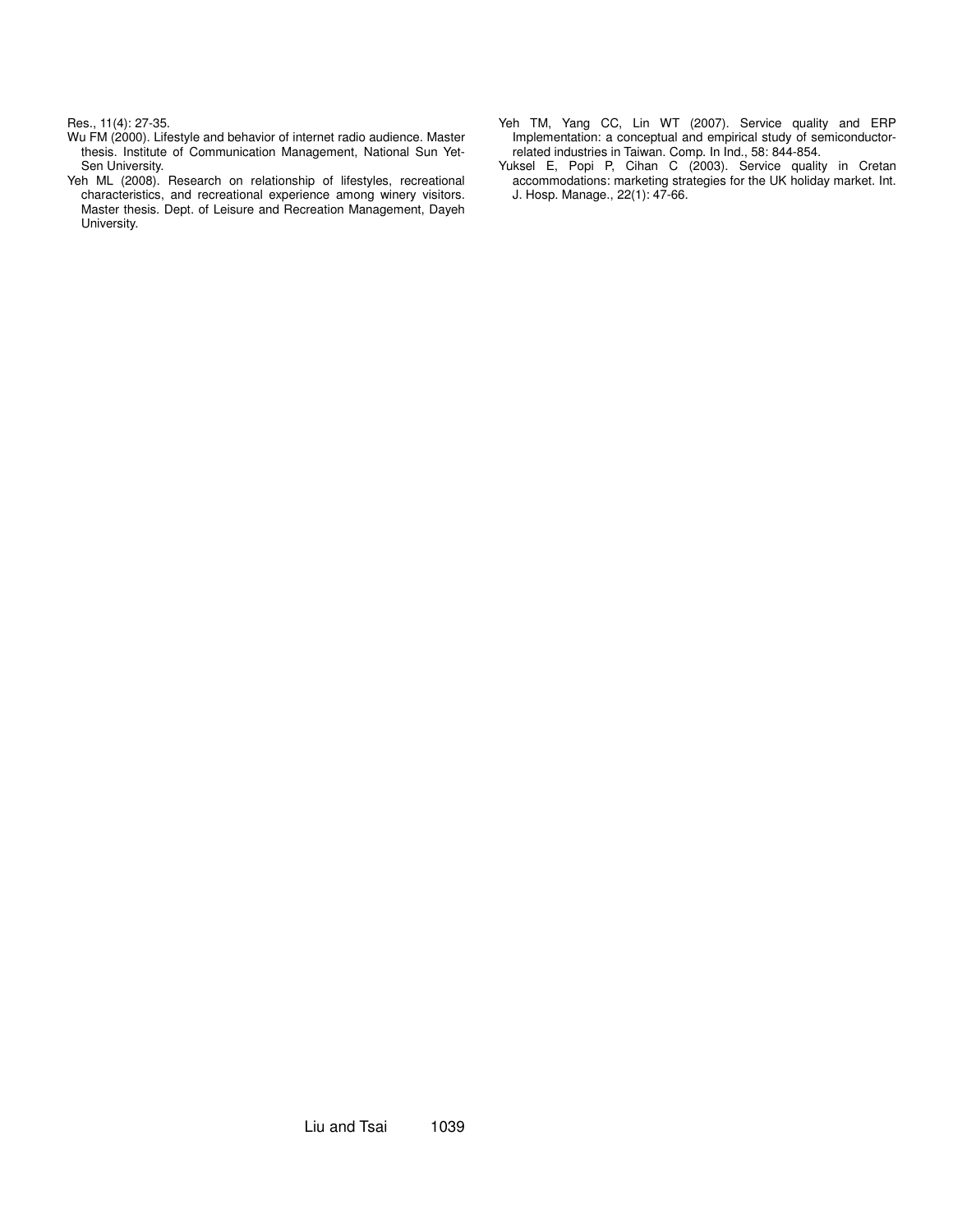Res., 11(4): 27-35.

Wu FM (2000). Lifestyle and behavior of internet radio audience. Master thesis. Institute of Communication Management, National Sun Yet-Sen University.

Yeh ML (2008). Research on relationship of lifestyles, recreational characteristics, and recreational experience among winery visitors. Master thesis. Dept. of Leisure and Recreation Management, Dayeh University.

Yeh TM, Yang CC, Lin WT (2007). Service quality and ERP Implementation: a conceptual and empirical study of semiconductor-related industries in Taiwan. Comp. In Ind., 58: 844-854.

Yuksel E, Popi P, Cihan C (2003). Service quality in Cretan accommodations: marketing strategies for the UK holiday market. Int. J. Hosp. Manage., 22(1): 47-66.